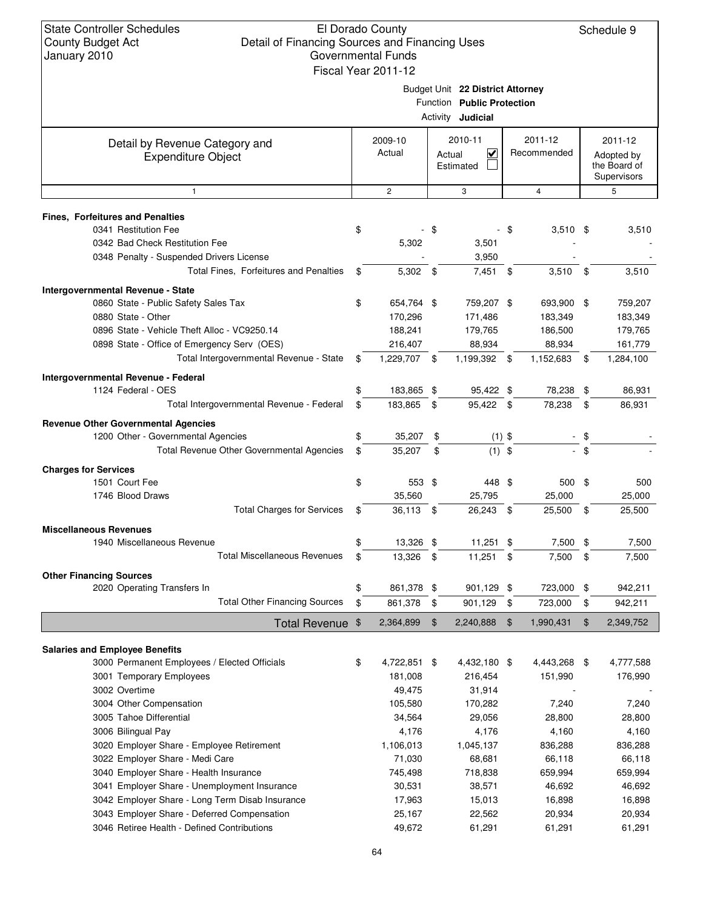State Controller Schedules
County Budget Act
January 2010

El Dorado County
Detail of Financing Sources and Financing Uses
Governmental Funds
Fiscal Year 2011-12

Schedule 9

Budget Unit **22 District Attorney**
Function **Public Protection**
Activity **Judicial**

| Detail by Revenue Category and Expenditure Object | 2009-10 Actual | 2010-11 Actual ☑ Estimated ☐ | 2011-12 Recommended | 2011-12 Adopted by the Board of Supervisors |
|---|---|---|---|---|
| 1 | 2 | 3 | 4 | 5 |
| **Fines, Forfeitures and Penalties** | | | | |
| 0341 Restitution Fee | $ - | $ - | $ 3,510 | $ 3,510 |
| 0342 Bad Check Restitution Fee | 5,302 | 3,501 | - | - |
| 0348 Penalty - Suspended Drivers License | - | 3,950 | - | - |
| Total Fines, Forfeitures and Penalties | $ 5,302 | $ 7,451 | $ 3,510 | $ 3,510 |
| **Intergovernmental Revenue - State** | | | | |
| 0860 State - Public Safety Sales Tax | $ 654,764 | $ 759,207 | $ 693,900 | $ 759,207 |
| 0880 State - Other | 170,296 | 171,486 | 183,349 | 183,349 |
| 0896 State - Vehicle Theft Alloc - VC9250.14 | 188,241 | 179,765 | 186,500 | 179,765 |
| 0898 State - Office of Emergency Serv (OES) | 216,407 | 88,934 | 88,934 | 161,779 |
| Total Intergovernmental Revenue - State | $ 1,229,707 | $ 1,199,392 | $ 1,152,683 | $ 1,284,100 |
| **Intergovernmental Revenue - Federal** | | | | |
| 1124 Federal - OES | $ 183,865 | $ 95,422 | $ 78,238 | $ 86,931 |
| Total Intergovernmental Revenue - Federal | $ 183,865 | $ 95,422 | $ 78,238 | $ 86,931 |
| **Revenue Other Governmental Agencies** | | | | |
| 1200 Other - Governmental Agencies | $ 35,207 | $ (1) | $ - | $ - |
| Total Revenue Other Governmental Agencies | $ 35,207 | $ (1) | $ - | $ - |
| **Charges for Services** | | | | |
| 1501 Court Fee | $ 553 | $ 448 | $ 500 | $ 500 |
| 1746 Blood Draws | 35,560 | 25,795 | 25,000 | 25,000 |
| Total Charges for Services | $ 36,113 | $ 26,243 | $ 25,500 | $ 25,500 |
| **Miscellaneous Revenues** | | | | |
| 1940 Miscellaneous Revenue | $ 13,326 | $ 11,251 | $ 7,500 | $ 7,500 |
| Total Miscellaneous Revenues | $ 13,326 | $ 11,251 | $ 7,500 | $ 7,500 |
| **Other Financing Sources** | | | | |
| 2020 Operating Transfers In | $ 861,378 | $ 901,129 | $ 723,000 | $ 942,211 |
| Total Other Financing Sources | $ 861,378 | $ 901,129 | $ 723,000 | $ 942,211 |
| **Total Revenue** | $ 2,364,899 | $ 2,240,888 | $ 1,990,431 | $ 2,349,752 |
| **Salaries and Employee Benefits** | | | | |
| 3000 Permanent Employees / Elected Officials | $ 4,722,851 | $ 4,432,180 | $ 4,443,268 | $ 4,777,588 |
| 3001 Temporary Employees | 181,008 | 216,454 | 151,990 | 176,990 |
| 3002 Overtime | 49,475 | 31,914 | - | - |
| 3004 Other Compensation | 105,580 | 170,282 | 7,240 | 7,240 |
| 3005 Tahoe Differential | 34,564 | 29,056 | 28,800 | 28,800 |
| 3006 Bilingual Pay | 4,176 | 4,176 | 4,160 | 4,160 |
| 3020 Employer Share - Employee Retirement | 1,106,013 | 1,045,137 | 836,288 | 836,288 |
| 3022 Employer Share - Medi Care | 71,030 | 68,681 | 66,118 | 66,118 |
| 3040 Employer Share - Health Insurance | 745,498 | 718,838 | 659,994 | 659,994 |
| 3041 Employer Share - Unemployment Insurance | 30,531 | 38,571 | 46,692 | 46,692 |
| 3042 Employer Share - Long Term Disab Insurance | 17,963 | 15,013 | 16,898 | 16,898 |
| 3043 Employer Share - Deferred Compensation | 25,167 | 22,562 | 20,934 | 20,934 |
| 3046 Retiree Health - Defined Contributions | 49,672 | 61,291 | 61,291 | 61,291 |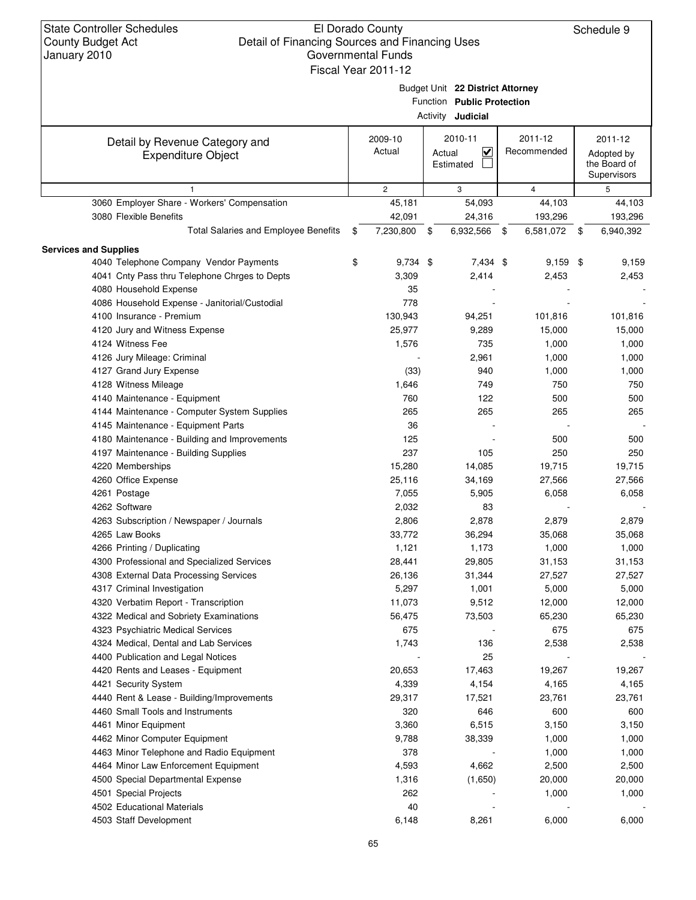State Controller Schedules
County Budget Act
January 2010

El Dorado County
Detail of Financing Sources and Financing Uses
Governmental Funds
Fiscal Year 2011-12

Schedule 9

Budget Unit **22 District Attorney**
Function **Public Protection**
Activity **Judicial**

| Detail by Revenue Category and Expenditure Object | 2009-10 Actual | 2010-11 Actual ☑ Estimated ☐ | 2011-12 Recommended | 2011-12 Adopted by the Board of Supervisors |
|---|---|---|---|---|
| 1 | 2 | 3 | 4 | 5 |
| 3060 Employer Share - Workers' Compensation | 45,181 | 54,093 | 44,103 | 44,103 |
| 3080 Flexible Benefits | 42,091 | 24,316 | 193,296 | 193,296 |
| Total Salaries and Employee Benefits | $ 7,230,800 | $ 6,932,566 | $ 6,581,072 | $ 6,940,392 |
| **Services and Supplies** | | | | |
| 4040 Telephone Company Vendor Payments | $ 9,734 | $ 7,434 | $ 9,159 | $ 9,159 |
| 4041 Cnty Pass thru Telephone Chrges to Depts | 3,309 | 2,414 | 2,453 | 2,453 |
| 4080 Household Expense | 35 | - | - | - |
| 4086 Household Expense - Janitorial/Custodial | 778 | - | - | - |
| 4100 Insurance - Premium | 130,943 | 94,251 | 101,816 | 101,816 |
| 4120 Jury and Witness Expense | 25,977 | 9,289 | 15,000 | 15,000 |
| 4124 Witness Fee | 1,576 | 735 | 1,000 | 1,000 |
| 4126 Jury Mileage: Criminal | - | 2,961 | 1,000 | 1,000 |
| 4127 Grand Jury Expense | (33) | 940 | 1,000 | 1,000 |
| 4128 Witness Mileage | 1,646 | 749 | 750 | 750 |
| 4140 Maintenance - Equipment | 760 | 122 | 500 | 500 |
| 4144 Maintenance - Computer System Supplies | 265 | 265 | 265 | 265 |
| 4145 Maintenance - Equipment Parts | 36 | - | - | - |
| 4180 Maintenance - Building and Improvements | 125 | - | 500 | 500 |
| 4197 Maintenance - Building Supplies | 237 | 105 | 250 | 250 |
| 4220 Memberships | 15,280 | 14,085 | 19,715 | 19,715 |
| 4260 Office Expense | 25,116 | 34,169 | 27,566 | 27,566 |
| 4261 Postage | 7,055 | 5,905 | 6,058 | 6,058 |
| 4262 Software | 2,032 | 83 | - | - |
| 4263 Subscription / Newspaper / Journals | 2,806 | 2,878 | 2,879 | 2,879 |
| 4265 Law Books | 33,772 | 36,294 | 35,068 | 35,068 |
| 4266 Printing / Duplicating | 1,121 | 1,173 | 1,000 | 1,000 |
| 4300 Professional and Specialized Services | 28,441 | 29,805 | 31,153 | 31,153 |
| 4308 External Data Processing Services | 26,136 | 31,344 | 27,527 | 27,527 |
| 4317 Criminal Investigation | 5,297 | 1,001 | 5,000 | 5,000 |
| 4320 Verbatim Report - Transcription | 11,073 | 9,512 | 12,000 | 12,000 |
| 4322 Medical and Sobriety Examinations | 56,475 | 73,503 | 65,230 | 65,230 |
| 4323 Psychiatric Medical Services | 675 | - | 675 | 675 |
| 4324 Medical, Dental and Lab Services | 1,743 | 136 | 2,538 | 2,538 |
| 4400 Publication and Legal Notices | - | 25 | - | - |
| 4420 Rents and Leases - Equipment | 20,653 | 17,463 | 19,267 | 19,267 |
| 4421 Security System | 4,339 | 4,154 | 4,165 | 4,165 |
| 4440 Rent & Lease - Building/Improvements | 29,317 | 17,521 | 23,761 | 23,761 |
| 4460 Small Tools and Instruments | 320 | 646 | 600 | 600 |
| 4461 Minor Equipment | 3,360 | 6,515 | 3,150 | 3,150 |
| 4462 Minor Computer Equipment | 9,788 | 38,339 | 1,000 | 1,000 |
| 4463 Minor Telephone and Radio Equipment | 378 | - | 1,000 | 1,000 |
| 4464 Minor Law Enforcement Equipment | 4,593 | 4,662 | 2,500 | 2,500 |
| 4500 Special Departmental Expense | 1,316 | (1,650) | 20,000 | 20,000 |
| 4501 Special Projects | 262 | - | 1,000 | 1,000 |
| 4502 Educational Materials | 40 | - | - | - |
| 4503 Staff Development | 6,148 | 8,261 | 6,000 | 6,000 |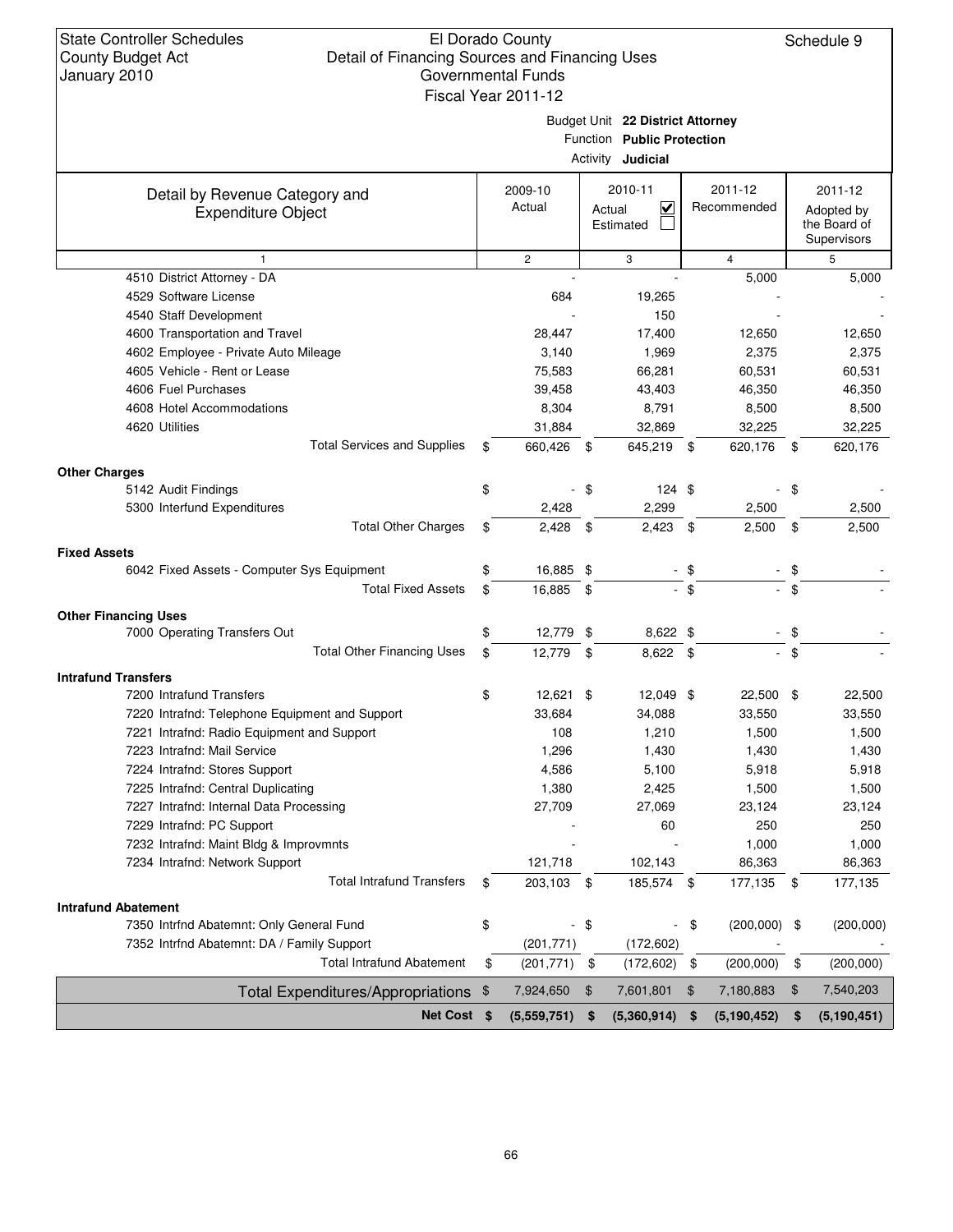State Controller Schedules
County Budget Act
January 2010

El Dorado County
Detail of Financing Sources and Financing Uses
Governmental Funds
Fiscal Year 2011-12

Schedule 9

Budget Unit **22 District Attorney**
Function **Public Protection**
Activity **Judicial**

| Detail by Revenue Category and Expenditure Object | 2009-10 Actual | 2010-11 Actual ☑ Estimated ☐ | 2011-12 Recommended | 2011-12 Adopted by the Board of Supervisors |
|---|---|---|---|---|
| 1 | 2 | 3 | 4 | 5 |
| 4510 District Attorney - DA | - | - | 5,000 | 5,000 |
| 4529 Software License | 684 | 19,265 | - | - |
| 4540 Staff Development | - | 150 | - | - |
| 4600 Transportation and Travel | 28,447 | 17,400 | 12,650 | 12,650 |
| 4602 Employee - Private Auto Mileage | 3,140 | 1,969 | 2,375 | 2,375 |
| 4605 Vehicle - Rent or Lease | 75,583 | 66,281 | 60,531 | 60,531 |
| 4606 Fuel Purchases | 39,458 | 43,403 | 46,350 | 46,350 |
| 4608 Hotel Accommodations | 8,304 | 8,791 | 8,500 | 8,500 |
| 4620 Utilities | 31,884 | 32,869 | 32,225 | 32,225 |
| Total Services and Supplies | $ 660,426 | $ 645,219 | $ 620,176 | $ 620,176 |
| **Other Charges** | | | | |
| 5142 Audit Findings | $ - | $ 124 | $ - | $ - |
| 5300 Interfund Expenditures | 2,428 | 2,299 | 2,500 | 2,500 |
| Total Other Charges | $ 2,428 | $ 2,423 | $ 2,500 | $ 2,500 |
| **Fixed Assets** | | | | |
| 6042 Fixed Assets - Computer Sys Equipment | $ 16,885 | $ - | $ - | $ - |
| Total Fixed Assets | $ 16,885 | $ - | $ - | $ - |
| **Other Financing Uses** | | | | |
| 7000 Operating Transfers Out | $ 12,779 | $ 8,622 | $ - | $ - |
| Total Other Financing Uses | $ 12,779 | $ 8,622 | $ - | $ - |
| **Intrafund Transfers** | | | | |
| 7200 Intrafund Transfers | $ 12,621 | $ 12,049 | $ 22,500 | $ 22,500 |
| 7220 Intrafnd: Telephone Equipment and Support | 33,684 | 34,088 | 33,550 | 33,550 |
| 7221 Intrafnd: Radio Equipment and Support | 108 | 1,210 | 1,500 | 1,500 |
| 7223 Intrafnd: Mail Service | 1,296 | 1,430 | 1,430 | 1,430 |
| 7224 Intrafnd: Stores Support | 4,586 | 5,100 | 5,918 | 5,918 |
| 7225 Intrafnd: Central Duplicating | 1,380 | 2,425 | 1,500 | 1,500 |
| 7227 Intrafnd: Internal Data Processing | 27,709 | 27,069 | 23,124 | 23,124 |
| 7229 Intrafnd: PC Support | - | 60 | 250 | 250 |
| 7232 Intrafnd: Maint Bldg & Improvmnts | - | - | 1,000 | 1,000 |
| 7234 Intrafnd: Network Support | 121,718 | 102,143 | 86,363 | 86,363 |
| Total Intrafund Transfers | $ 203,103 | $ 185,574 | $ 177,135 | $ 177,135 |
| **Intrafund Abatement** | | | | |
| 7350 Intrfnd Abatemnt: Only General Fund | $ - | $ - | $ (200,000) | $ (200,000) |
| 7352 Intrfnd Abatemnt: DA / Family Support | (201,771) | (172,602) | - | - |
| Total Intrafund Abatement | $ (201,771) | $ (172,602) | $ (200,000) | $ (200,000) |
| Total Expenditures/Appropriations | $ 7,924,650 | $ 7,601,801 | $ 7,180,883 | $ 7,540,203 |
| **Net Cost** | **$ (5,559,751)** | **$ (5,360,914)** | **$ (5,190,452)** | **$ (5,190,451)** |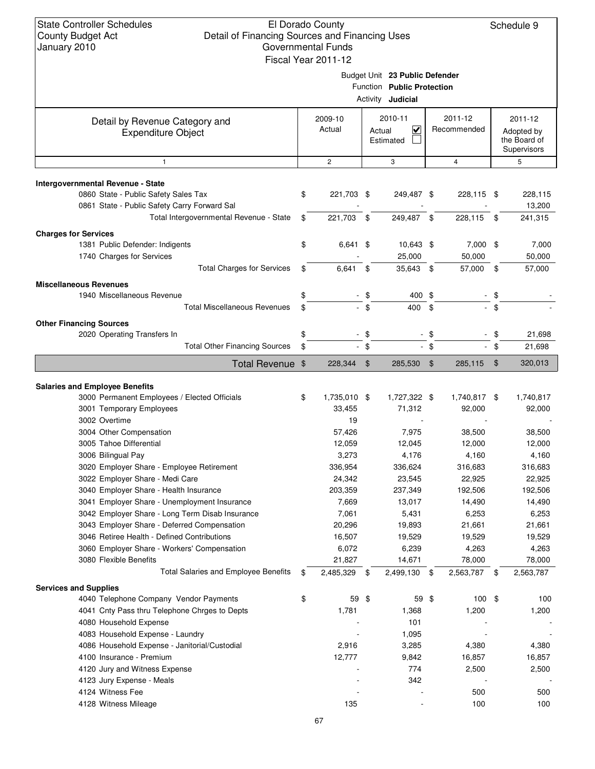State Controller Schedules
County Budget Act
January 2010

El Dorado County
Detail of Financing Sources and Financing Uses
Governmental Funds
Fiscal Year 2011-12

Schedule 9

Budget Unit **23 Public Defender**
Function **Public Protection**
Activity **Judicial**

| Detail by Revenue Category and Expenditure Object | 2009-10 Actual | 2010-11 Actual ☑ Estimated ☐ | 2011-12 Recommended | 2011-12 Adopted by the Board of Supervisors |
|---|---|---|---|---|
| 1 | 2 | 3 | 4 | 5 |
| **Intergovernmental Revenue - State** | | | | |
| 0860 State - Public Safety Sales Tax | $ 221,703 | $ 249,487 | $ 228,115 | $ 228,115 |
| 0861 State - Public Safety Carry Forward Sal | - | - | - | 13,200 |
| Total Intergovernmental Revenue - State | $ 221,703 | $ 249,487 | $ 228,115 | $ 241,315 |
| **Charges for Services** | | | | |
| 1381 Public Defender: Indigents | $ 6,641 | $ 10,643 | $ 7,000 | $ 7,000 |
| 1740 Charges for Services | - | 25,000 | 50,000 | 50,000 |
| Total Charges for Services | $ 6,641 | $ 35,643 | $ 57,000 | $ 57,000 |
| **Miscellaneous Revenues** | | | | |
| 1940 Miscellaneous Revenue | $ - | $ 400 | $ - | $ - |
| Total Miscellaneous Revenues | $ - | $ 400 | $ - | $ - |
| **Other Financing Sources** | | | | |
| 2020 Operating Transfers In | $ - | $ - | $ - | $ 21,698 |
| Total Other Financing Sources | $ - | $ - | $ - | $ 21,698 |
| **Total Revenue** | $ 228,344 | $ 285,530 | $ 285,115 | $ 320,013 |
| **Salaries and Employee Benefits** | | | | |
| 3000 Permanent Employees / Elected Officials | $ 1,735,010 | $ 1,727,322 | $ 1,740,817 | $ 1,740,817 |
| 3001 Temporary Employees | 33,455 | 71,312 | 92,000 | 92,000 |
| 3002 Overtime | 19 | - | - | - |
| 3004 Other Compensation | 57,426 | 7,975 | 38,500 | 38,500 |
| 3005 Tahoe Differential | 12,059 | 12,045 | 12,000 | 12,000 |
| 3006 Bilingual Pay | 3,273 | 4,176 | 4,160 | 4,160 |
| 3020 Employer Share - Employee Retirement | 336,954 | 336,624 | 316,683 | 316,683 |
| 3022 Employer Share - Medi Care | 24,342 | 23,545 | 22,925 | 22,925 |
| 3040 Employer Share - Health Insurance | 203,359 | 237,349 | 192,506 | 192,506 |
| 3041 Employer Share - Unemployment Insurance | 7,669 | 13,017 | 14,490 | 14,490 |
| 3042 Employer Share - Long Term Disab Insurance | 7,061 | 5,431 | 6,253 | 6,253 |
| 3043 Employer Share - Deferred Compensation | 20,296 | 19,893 | 21,661 | 21,661 |
| 3046 Retiree Health - Defined Contributions | 16,507 | 19,529 | 19,529 | 19,529 |
| 3060 Employer Share - Workers' Compensation | 6,072 | 6,239 | 4,263 | 4,263 |
| 3080 Flexible Benefits | 21,827 | 14,671 | 78,000 | 78,000 |
| Total Salaries and Employee Benefits | $ 2,485,329 | $ 2,499,130 | $ 2,563,787 | $ 2,563,787 |
| **Services and Supplies** | | | | |
| 4040 Telephone Company Vendor Payments | $ 59 | $ 59 | $ 100 | $ 100 |
| 4041 Cnty Pass thru Telephone Chrges to Depts | 1,781 | 1,368 | 1,200 | 1,200 |
| 4080 Household Expense | - | 101 | - | - |
| 4083 Household Expense - Laundry | - | 1,095 | - | - |
| 4086 Household Expense - Janitorial/Custodial | 2,916 | 3,285 | 4,380 | 4,380 |
| 4100 Insurance - Premium | 12,777 | 9,842 | 16,857 | 16,857 |
| 4120 Jury and Witness Expense | - | 774 | 2,500 | 2,500 |
| 4123 Jury Expense - Meals | - | 342 | - | - |
| 4124 Witness Fee | - | - | 500 | 500 |
| 4128 Witness Mileage | 135 | - | 100 | 100 |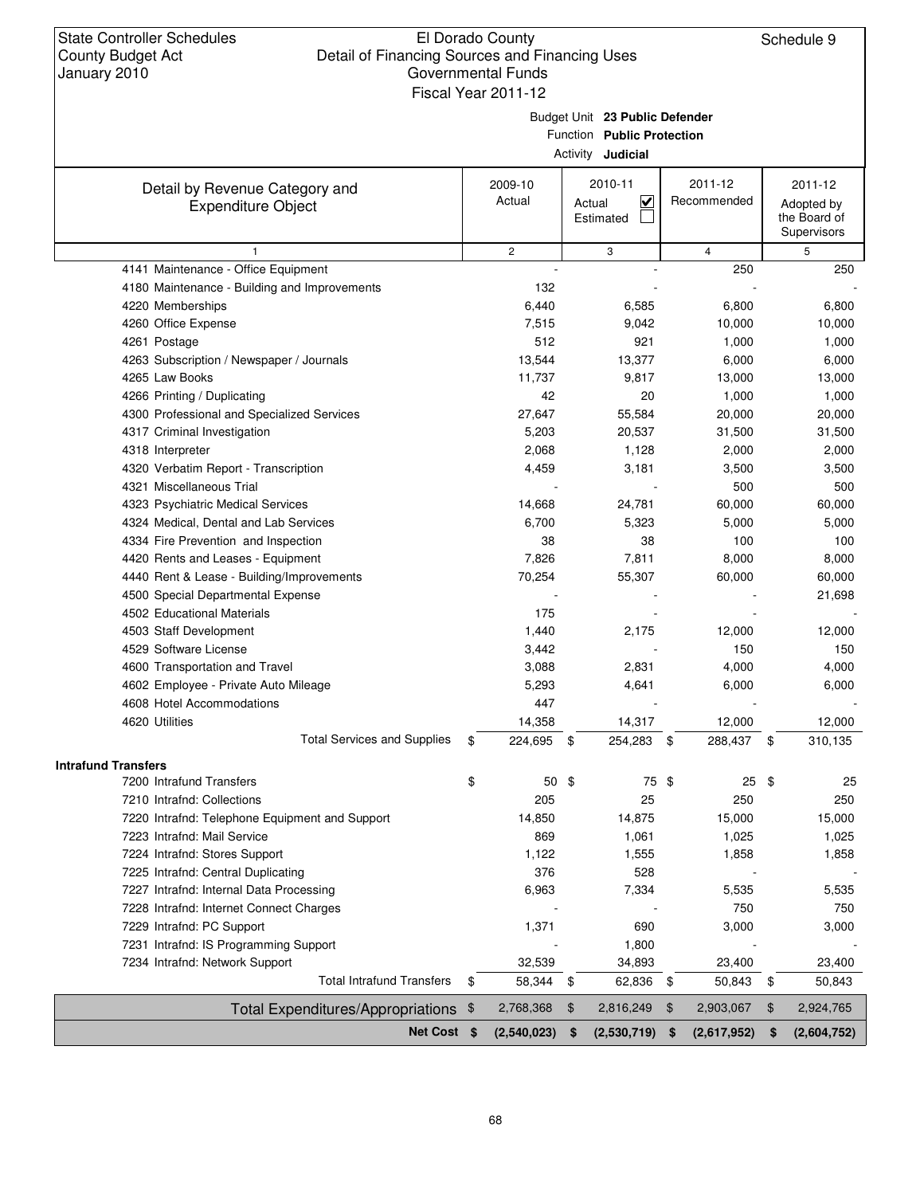State Controller Schedules
County Budget Act
January 2010

El Dorado County
Detail of Financing Sources and Financing Uses
Governmental Funds
Fiscal Year 2011-12

Schedule 9

Budget Unit **23 Public Defender**
Function **Public Protection**
Activity **Judicial**

| Detail by Revenue Category and Expenditure Object | 2009-10 Actual | 2010-11 Actual ☑ Estimated ☐ | 2011-12 Recommended | 2011-12 Adopted by the Board of Supervisors |
|---|---|---|---|---|
| 1 | 2 | 3 | 4 | 5 |
| 4141 Maintenance - Office Equipment | - | - | 250 | 250 |
| 4180 Maintenance - Building and Improvements | 132 | - | - | - |
| 4220 Memberships | 6,440 | 6,585 | 6,800 | 6,800 |
| 4260 Office Expense | 7,515 | 9,042 | 10,000 | 10,000 |
| 4261 Postage | 512 | 921 | 1,000 | 1,000 |
| 4263 Subscription / Newspaper / Journals | 13,544 | 13,377 | 6,000 | 6,000 |
| 4265 Law Books | 11,737 | 9,817 | 13,000 | 13,000 |
| 4266 Printing / Duplicating | 42 | 20 | 1,000 | 1,000 |
| 4300 Professional and Specialized Services | 27,647 | 55,584 | 20,000 | 20,000 |
| 4317 Criminal Investigation | 5,203 | 20,537 | 31,500 | 31,500 |
| 4318 Interpreter | 2,068 | 1,128 | 2,000 | 2,000 |
| 4320 Verbatim Report - Transcription | 4,459 | 3,181 | 3,500 | 3,500 |
| 4321 Miscellaneous Trial | - | - | 500 | 500 |
| 4323 Psychiatric Medical Services | 14,668 | 24,781 | 60,000 | 60,000 |
| 4324 Medical, Dental and Lab Services | 6,700 | 5,323 | 5,000 | 5,000 |
| 4334 Fire Prevention and Inspection | 38 | 38 | 100 | 100 |
| 4420 Rents and Leases - Equipment | 7,826 | 7,811 | 8,000 | 8,000 |
| 4440 Rent & Lease - Building/Improvements | 70,254 | 55,307 | 60,000 | 60,000 |
| 4500 Special Departmental Expense | - | - | - | 21,698 |
| 4502 Educational Materials | 175 | - | - | - |
| 4503 Staff Development | 1,440 | 2,175 | 12,000 | 12,000 |
| 4529 Software License | 3,442 | - | 150 | 150 |
| 4600 Transportation and Travel | 3,088 | 2,831 | 4,000 | 4,000 |
| 4602 Employee - Private Auto Mileage | 5,293 | 4,641 | 6,000 | 6,000 |
| 4608 Hotel Accommodations | 447 | - | - | - |
| 4620 Utilities | 14,358 | 14,317 | 12,000 | 12,000 |
| Total Services and Supplies | $ 224,695 | $ 254,283 | $ 288,437 | $ 310,135 |
| **Intrafund Transfers** | | | | |
| 7200 Intrafund Transfers | $ 50 | $ 75 | $ 25 | $ 25 |
| 7210 Intrafnd: Collections | 205 | 25 | 250 | 250 |
| 7220 Intrafnd: Telephone Equipment and Support | 14,850 | 14,875 | 15,000 | 15,000 |
| 7223 Intrafnd: Mail Service | 869 | 1,061 | 1,025 | 1,025 |
| 7224 Intrafnd: Stores Support | 1,122 | 1,555 | 1,858 | 1,858 |
| 7225 Intrafnd: Central Duplicating | 376 | 528 | - | - |
| 7227 Intrafnd: Internal Data Processing | 6,963 | 7,334 | 5,535 | 5,535 |
| 7228 Intrafnd: Internet Connect Charges | - | - | 750 | 750 |
| 7229 Intrafnd: PC Support | 1,371 | 690 | 3,000 | 3,000 |
| 7231 Intrafnd: IS Programming Support | - | 1,800 | - | - |
| 7234 Intrafnd: Network Support | 32,539 | 34,893 | 23,400 | 23,400 |
| Total Intrafund Transfers | $ 58,344 | $ 62,836 | $ 50,843 | $ 50,843 |
| Total Expenditures/Appropriations | $ 2,768,368 | $ 2,816,249 | $ 2,903,067 | $ 2,924,765 |
| **Net Cost** | **$ (2,540,023)** | **$ (2,530,719)** | **$ (2,617,952)** | **$ (2,604,752)** |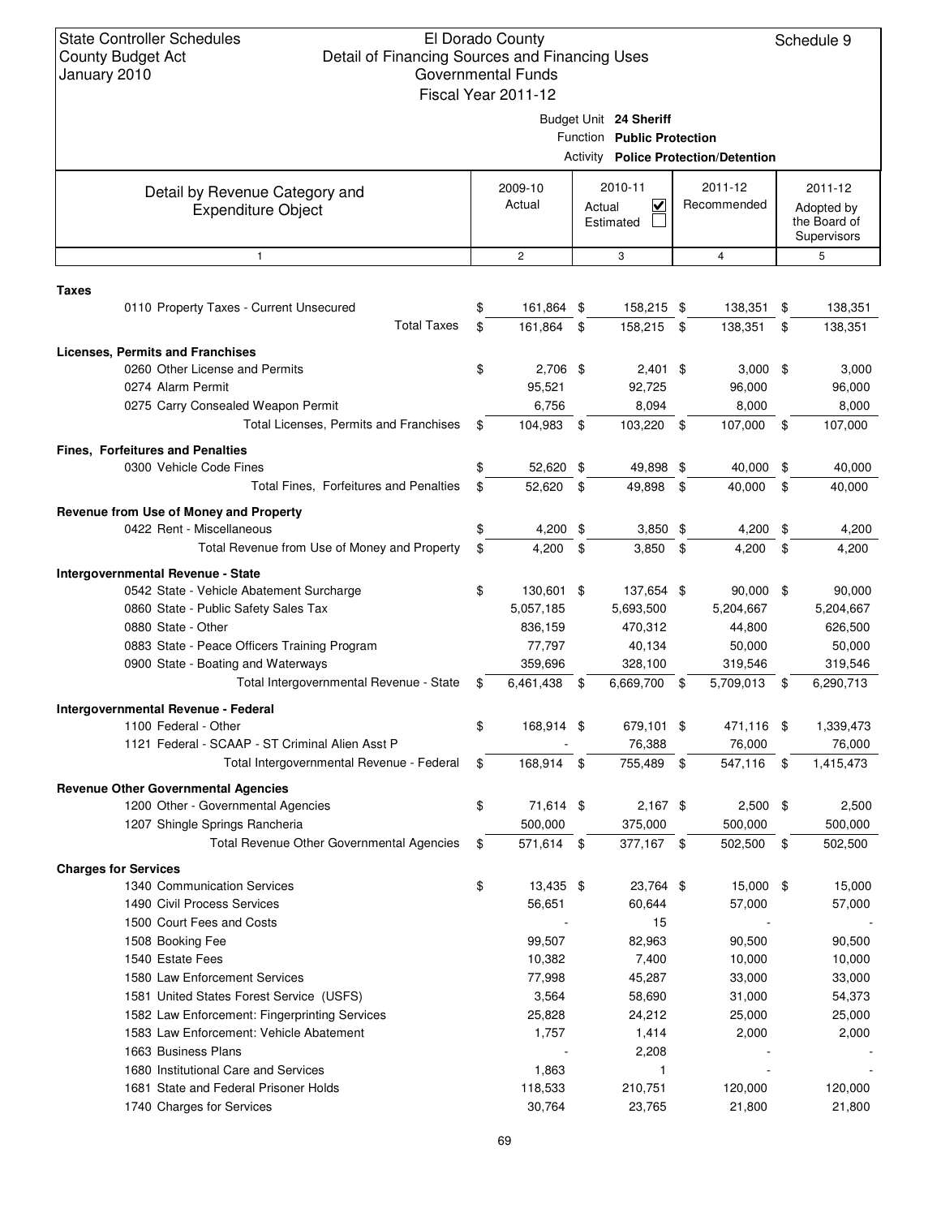State Controller Schedules
County Budget Act
January 2010

El Dorado County
Detail of Financing Sources and Financing Uses
Governmental Funds
Fiscal Year 2011-12

Schedule 9

Budget Unit **24 Sheriff**
Function **Public Protection**
Activity **Police Protection/Detention**

| Detail by Revenue Category and Expenditure Object | 2009-10 Actual | 2010-11 Actual ☑ Estimated ☐ | 2011-12 Recommended | 2011-12 Adopted by the Board of Supervisors |
|---|---|---|---|---|
| 1 | 2 | 3 | 4 | 5 |
| **Taxes** | | | | |
| 0110 Property Taxes - Current Unsecured | $ 161,864 | $ 158,215 | $ 138,351 | $ 138,351 |
| Total Taxes | $ 161,864 | $ 158,215 | $ 138,351 | $ 138,351 |
| **Licenses, Permits and Franchises** | | | | |
| 0260 Other License and Permits | $ 2,706 | $ 2,401 | $ 3,000 | $ 3,000 |
| 0274 Alarm Permit | 95,521 | 92,725 | 96,000 | 96,000 |
| 0275 Carry Consealed Weapon Permit | 6,756 | 8,094 | 8,000 | 8,000 |
| Total Licenses, Permits and Franchises | $ 104,983 | $ 103,220 | $ 107,000 | $ 107,000 |
| **Fines, Forfeitures and Penalties** | | | | |
| 0300 Vehicle Code Fines | $ 52,620 | $ 49,898 | $ 40,000 | $ 40,000 |
| Total Fines, Forfeitures and Penalties | $ 52,620 | $ 49,898 | $ 40,000 | $ 40,000 |
| **Revenue from Use of Money and Property** | | | | |
| 0422 Rent - Miscellaneous | $ 4,200 | $ 3,850 | $ 4,200 | $ 4,200 |
| Total Revenue from Use of Money and Property | $ 4,200 | $ 3,850 | $ 4,200 | $ 4,200 |
| **Intergovernmental Revenue - State** | | | | |
| 0542 State - Vehicle Abatement Surcharge | $ 130,601 | $ 137,654 | $ 90,000 | $ 90,000 |
| 0860 State - Public Safety Sales Tax | 5,057,185 | 5,693,500 | 5,204,667 | 5,204,667 |
| 0880 State - Other | 836,159 | 470,312 | 44,800 | 626,500 |
| 0883 State - Peace Officers Training Program | 77,797 | 40,134 | 50,000 | 50,000 |
| 0900 State - Boating and Waterways | 359,696 | 328,100 | 319,546 | 319,546 |
| Total Intergovernmental Revenue - State | $ 6,461,438 | $ 6,669,700 | $ 5,709,013 | $ 6,290,713 |
| **Intergovernmental Revenue - Federal** | | | | |
| 1100 Federal - Other | $ 168,914 | $ 679,101 | $ 471,116 | $ 1,339,473 |
| 1121 Federal - SCAAP - ST Criminal Alien Asst P | - | 76,388 | 76,000 | 76,000 |
| Total Intergovernmental Revenue - Federal | $ 168,914 | $ 755,489 | $ 547,116 | $ 1,415,473 |
| **Revenue Other Governmental Agencies** | | | | |
| 1200 Other - Governmental Agencies | $ 71,614 | $ 2,167 | $ 2,500 | $ 2,500 |
| 1207 Shingle Springs Rancheria | 500,000 | 375,000 | 500,000 | 500,000 |
| Total Revenue Other Governmental Agencies | $ 571,614 | $ 377,167 | $ 502,500 | $ 502,500 |
| **Charges for Services** | | | | |
| 1340 Communication Services | $ 13,435 | $ 23,764 | $ 15,000 | $ 15,000 |
| 1490 Civil Process Services | 56,651 | 60,644 | 57,000 | 57,000 |
| 1500 Court Fees and Costs | - | 15 | - | - |
| 1508 Booking Fee | 99,507 | 82,963 | 90,500 | 90,500 |
| 1540 Estate Fees | 10,382 | 7,400 | 10,000 | 10,000 |
| 1580 Law Enforcement Services | 77,998 | 45,287 | 33,000 | 33,000 |
| 1581 United States Forest Service (USFS) | 3,564 | 58,690 | 31,000 | 54,373 |
| 1582 Law Enforcement: Fingerprinting Services | 25,828 | 24,212 | 25,000 | 25,000 |
| 1583 Law Enforcement: Vehicle Abatement | 1,757 | 1,414 | 2,000 | 2,000 |
| 1663 Business Plans | - | 2,208 | - | - |
| 1680 Institutional Care and Services | 1,863 | 1 | - | - |
| 1681 State and Federal Prisoner Holds | 118,533 | 210,751 | 120,000 | 120,000 |
| 1740 Charges for Services | 30,764 | 23,765 | 21,800 | 21,800 |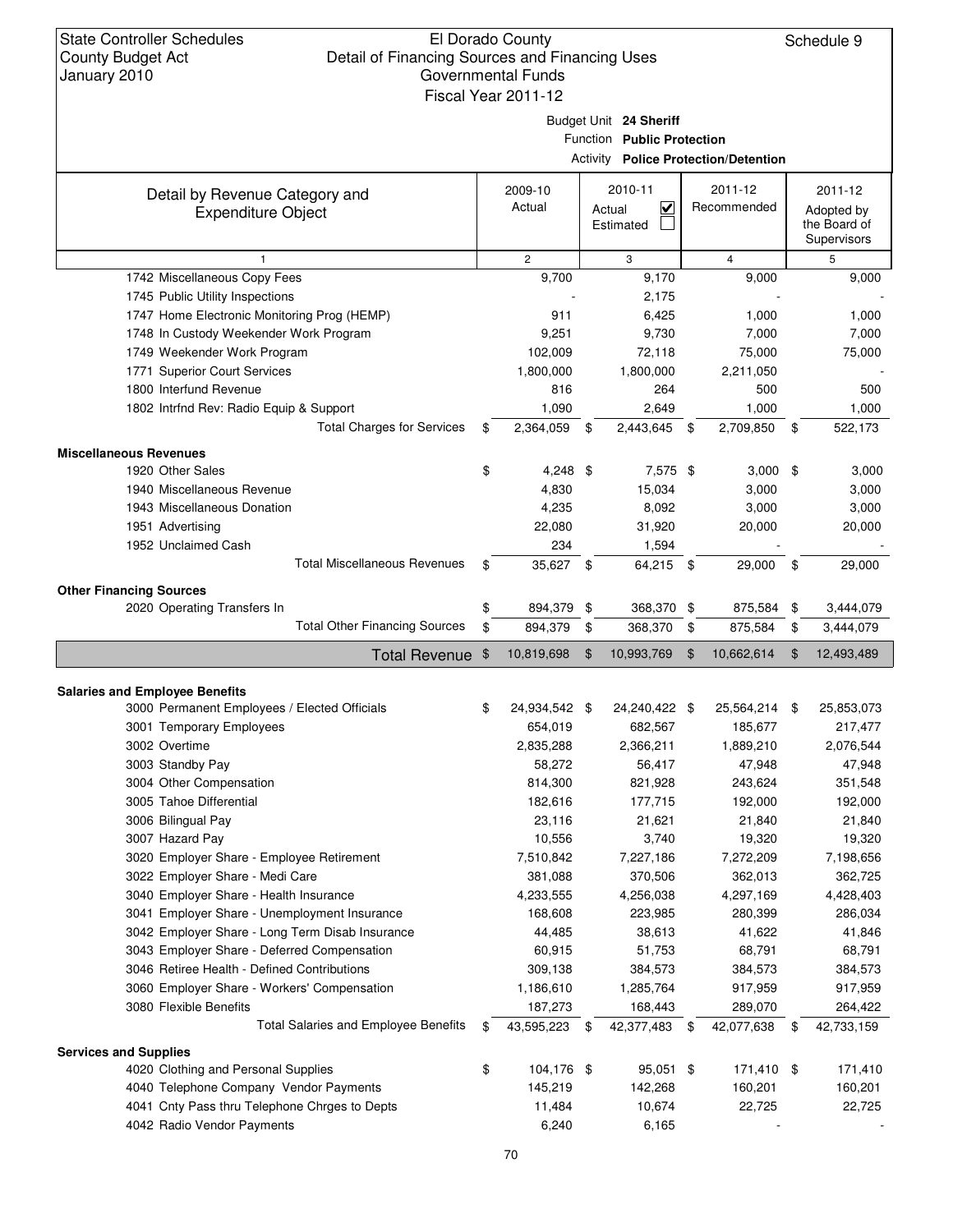State Controller Schedules
County Budget Act
January 2010

El Dorado County
Detail of Financing Sources and Financing Uses
Governmental Funds
Fiscal Year 2011-12

Schedule 9

Budget Unit **24 Sheriff**
Function **Public Protection**
Activity **Police Protection/Detention**

| Detail by Revenue Category and Expenditure Object | 2009-10 Actual | 2010-11 Actual ☑ Estimated ☐ | 2011-12 Recommended | 2011-12 Adopted by the Board of Supervisors |
|---|---|---|---|---|
| 1 | 2 | 3 | 4 | 5 |
| 1742 Miscellaneous Copy Fees | 9,700 | 9,170 | 9,000 | 9,000 |
| 1745 Public Utility Inspections | - | 2,175 | - | - |
| 1747 Home Electronic Monitoring Prog (HEMP) | 911 | 6,425 | 1,000 | 1,000 |
| 1748 In Custody Weekender Work Program | 9,251 | 9,730 | 7,000 | 7,000 |
| 1749 Weekender Work Program | 102,009 | 72,118 | 75,000 | 75,000 |
| 1771 Superior Court Services | 1,800,000 | 1,800,000 | 2,211,050 | - |
| 1800 Interfund Revenue | 816 | 264 | 500 | 500 |
| 1802 Intrfnd Rev: Radio Equip & Support | 1,090 | 2,649 | 1,000 | 1,000 |
| Total Charges for Services | $ 2,364,059 | $ 2,443,645 | $ 2,709,850 | $ 522,173 |
| **Miscellaneous Revenues** | | | | |
| 1920 Other Sales | $ 4,248 | $ 7,575 | $ 3,000 | $ 3,000 |
| 1940 Miscellaneous Revenue | 4,830 | 15,034 | 3,000 | 3,000 |
| 1943 Miscellaneous Donation | 4,235 | 8,092 | 3,000 | 3,000 |
| 1951 Advertising | 22,080 | 31,920 | 20,000 | 20,000 |
| 1952 Unclaimed Cash | 234 | 1,594 | - | - |
| Total Miscellaneous Revenues | $ 35,627 | $ 64,215 | $ 29,000 | $ 29,000 |
| **Other Financing Sources** | | | | |
| 2020 Operating Transfers In | $ 894,379 | $ 368,370 | $ 875,584 | $ 3,444,079 |
| Total Other Financing Sources | $ 894,379 | $ 368,370 | $ 875,584 | $ 3,444,079 |
| **Total Revenue** | $ 10,819,698 | $ 10,993,769 | $ 10,662,614 | $ 12,493,489 |
| **Salaries and Employee Benefits** | | | | |
| 3000 Permanent Employees / Elected Officials | $ 24,934,542 | $ 24,240,422 | $ 25,564,214 | $ 25,853,073 |
| 3001 Temporary Employees | 654,019 | 682,567 | 185,677 | 217,477 |
| 3002 Overtime | 2,835,288 | 2,366,211 | 1,889,210 | 2,076,544 |
| 3003 Standby Pay | 58,272 | 56,417 | 47,948 | 47,948 |
| 3004 Other Compensation | 814,300 | 821,928 | 243,624 | 351,548 |
| 3005 Tahoe Differential | 182,616 | 177,715 | 192,000 | 192,000 |
| 3006 Bilingual Pay | 23,116 | 21,621 | 21,840 | 21,840 |
| 3007 Hazard Pay | 10,556 | 3,740 | 19,320 | 19,320 |
| 3020 Employer Share - Employee Retirement | 7,510,842 | 7,227,186 | 7,272,209 | 7,198,656 |
| 3022 Employer Share - Medi Care | 381,088 | 370,506 | 362,013 | 362,725 |
| 3040 Employer Share - Health Insurance | 4,233,555 | 4,256,038 | 4,297,169 | 4,428,403 |
| 3041 Employer Share - Unemployment Insurance | 168,608 | 223,985 | 280,399 | 286,034 |
| 3042 Employer Share - Long Term Disab Insurance | 44,485 | 38,613 | 41,622 | 41,846 |
| 3043 Employer Share - Deferred Compensation | 60,915 | 51,753 | 68,791 | 68,791 |
| 3046 Retiree Health - Defined Contributions | 309,138 | 384,573 | 384,573 | 384,573 |
| 3060 Employer Share - Workers' Compensation | 1,186,610 | 1,285,764 | 917,959 | 917,959 |
| 3080 Flexible Benefits | 187,273 | 168,443 | 289,070 | 264,422 |
| Total Salaries and Employee Benefits | $ 43,595,223 | $ 42,377,483 | $ 42,077,638 | $ 42,733,159 |
| **Services and Supplies** | | | | |
| 4020 Clothing and Personal Supplies | $ 104,176 | $ 95,051 | $ 171,410 | $ 171,410 |
| 4040 Telephone Company Vendor Payments | 145,219 | 142,268 | 160,201 | 160,201 |
| 4041 Cnty Pass thru Telephone Chrges to Depts | 11,484 | 10,674 | 22,725 | 22,725 |
| 4042 Radio Vendor Payments | 6,240 | 6,165 | - | - |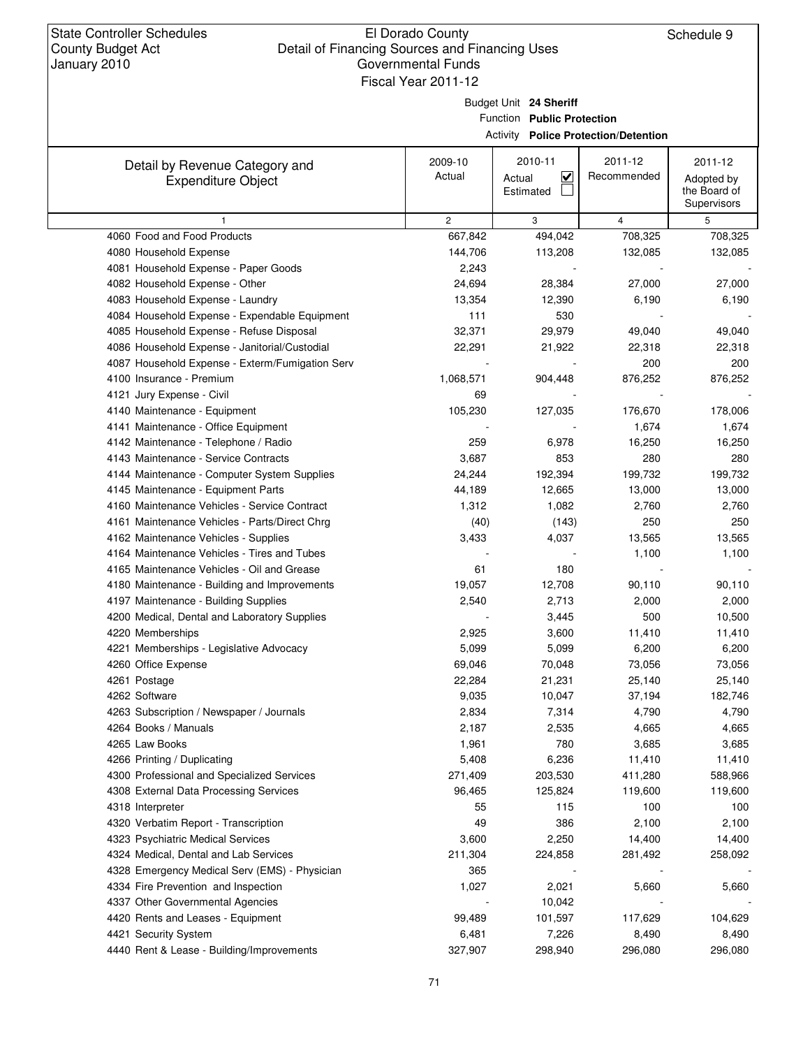State Controller Schedules
County Budget Act
January 2010

El Dorado County
Detail of Financing Sources and Financing Uses
Governmental Funds
Fiscal Year 2011-12

Schedule 9

Budget Unit **24 Sheriff**
Function **Public Protection**
Activity **Police Protection/Detention**

| Detail by Revenue Category and Expenditure Object | 2009-10 Actual | 2010-11 Actual ☑ Estimated ☐ | 2011-12 Recommended | 2011-12 Adopted by the Board of Supervisors |
|---|---|---|---|---|
| 1 | 2 | 3 | 4 | 5 |
| 4060 Food and Food Products | 667,842 | 494,042 | 708,325 | 708,325 |
| 4080 Household Expense | 144,706 | 113,208 | 132,085 | 132,085 |
| 4081 Household Expense - Paper Goods | 2,243 | - | - | - |
| 4082 Household Expense - Other | 24,694 | 28,384 | 27,000 | 27,000 |
| 4083 Household Expense - Laundry | 13,354 | 12,390 | 6,190 | 6,190 |
| 4084 Household Expense - Expendable Equipment | 111 | 530 | - | - |
| 4085 Household Expense - Refuse Disposal | 32,371 | 29,979 | 49,040 | 49,040 |
| 4086 Household Expense - Janitorial/Custodial | 22,291 | 21,922 | 22,318 | 22,318 |
| 4087 Household Expense - Exterm/Fumigation Serv | - | - | 200 | 200 |
| 4100 Insurance - Premium | 1,068,571 | 904,448 | 876,252 | 876,252 |
| 4121 Jury Expense - Civil | 69 | - | - | - |
| 4140 Maintenance - Equipment | 105,230 | 127,035 | 176,670 | 178,006 |
| 4141 Maintenance - Office Equipment | - | - | 1,674 | 1,674 |
| 4142 Maintenance - Telephone / Radio | 259 | 6,978 | 16,250 | 16,250 |
| 4143 Maintenance - Service Contracts | 3,687 | 853 | 280 | 280 |
| 4144 Maintenance - Computer System Supplies | 24,244 | 192,394 | 199,732 | 199,732 |
| 4145 Maintenance - Equipment Parts | 44,189 | 12,665 | 13,000 | 13,000 |
| 4160 Maintenance Vehicles - Service Contract | 1,312 | 1,082 | 2,760 | 2,760 |
| 4161 Maintenance Vehicles - Parts/Direct Chrg | (40) | (143) | 250 | 250 |
| 4162 Maintenance Vehicles - Supplies | 3,433 | 4,037 | 13,565 | 13,565 |
| 4164 Maintenance Vehicles - Tires and Tubes | - | - | 1,100 | 1,100 |
| 4165 Maintenance Vehicles - Oil and Grease | 61 | 180 | - | - |
| 4180 Maintenance - Building and Improvements | 19,057 | 12,708 | 90,110 | 90,110 |
| 4197 Maintenance - Building Supplies | 2,540 | 2,713 | 2,000 | 2,000 |
| 4200 Medical, Dental and Laboratory Supplies | - | 3,445 | 500 | 10,500 |
| 4220 Memberships | 2,925 | 3,600 | 11,410 | 11,410 |
| 4221 Memberships - Legislative Advocacy | 5,099 | 5,099 | 6,200 | 6,200 |
| 4260 Office Expense | 69,046 | 70,048 | 73,056 | 73,056 |
| 4261 Postage | 22,284 | 21,231 | 25,140 | 25,140 |
| 4262 Software | 9,035 | 10,047 | 37,194 | 182,746 |
| 4263 Subscription / Newspaper / Journals | 2,834 | 7,314 | 4,790 | 4,790 |
| 4264 Books / Manuals | 2,187 | 2,535 | 4,665 | 4,665 |
| 4265 Law Books | 1,961 | 780 | 3,685 | 3,685 |
| 4266 Printing / Duplicating | 5,408 | 6,236 | 11,410 | 11,410 |
| 4300 Professional and Specialized Services | 271,409 | 203,530 | 411,280 | 588,966 |
| 4308 External Data Processing Services | 96,465 | 125,824 | 119,600 | 119,600 |
| 4318 Interpreter | 55 | 115 | 100 | 100 |
| 4320 Verbatim Report - Transcription | 49 | 386 | 2,100 | 2,100 |
| 4323 Psychiatric Medical Services | 3,600 | 2,250 | 14,400 | 14,400 |
| 4324 Medical, Dental and Lab Services | 211,304 | 224,858 | 281,492 | 258,092 |
| 4328 Emergency Medical Serv (EMS) - Physician | 365 | - | - | - |
| 4334 Fire Prevention and Inspection | 1,027 | 2,021 | 5,660 | 5,660 |
| 4337 Other Governmental Agencies | - | 10,042 | - | - |
| 4420 Rents and Leases - Equipment | 99,489 | 101,597 | 117,629 | 104,629 |
| 4421 Security System | 6,481 | 7,226 | 8,490 | 8,490 |
| 4440 Rent & Lease - Building/Improvements | 327,907 | 298,940 | 296,080 | 296,080 |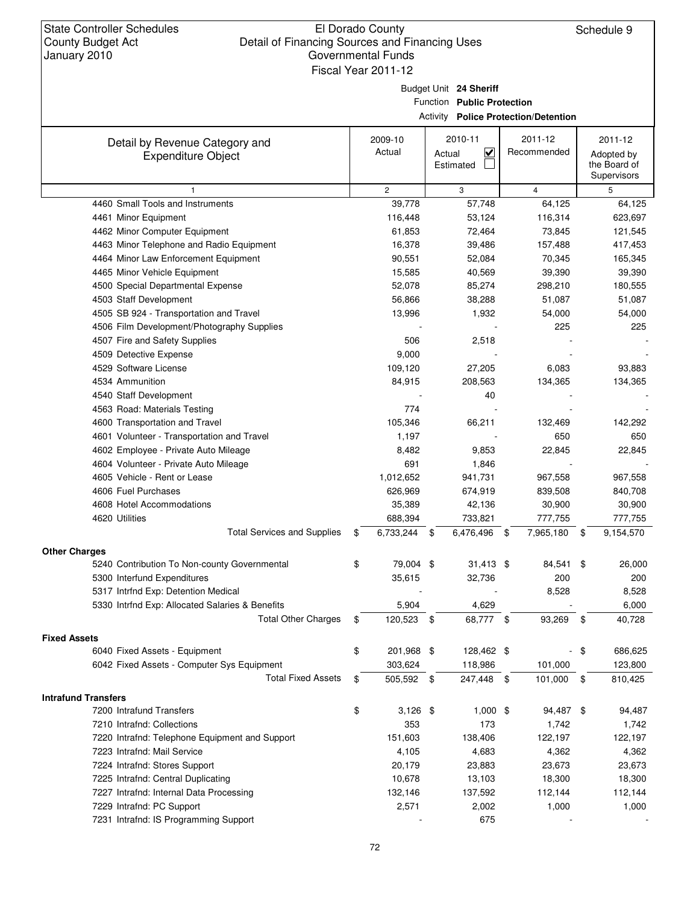State Controller Schedules
County Budget Act
January 2010

El Dorado County
Detail of Financing Sources and Financing Uses
Governmental Funds
Fiscal Year 2011-12

Schedule 9

Budget Unit **24 Sheriff**
Function **Public Protection**
Activity **Police Protection/Detention**

| Detail by Revenue Category and Expenditure Object | 2009-10 Actual | 2010-11 Actual ☑ Estimated ☐ | 2011-12 Recommended | 2011-12 Adopted by the Board of Supervisors |
|---|---|---|---|---|
| 1 | 2 | 3 | 4 | 5 |
| 4460 Small Tools and Instruments | 39,778 | 57,748 | 64,125 | 64,125 |
| 4461 Minor Equipment | 116,448 | 53,124 | 116,314 | 623,697 |
| 4462 Minor Computer Equipment | 61,853 | 72,464 | 73,845 | 121,545 |
| 4463 Minor Telephone and Radio Equipment | 16,378 | 39,486 | 157,488 | 417,453 |
| 4464 Minor Law Enforcement Equipment | 90,551 | 52,084 | 70,345 | 165,345 |
| 4465 Minor Vehicle Equipment | 15,585 | 40,569 | 39,390 | 39,390 |
| 4500 Special Departmental Expense | 52,078 | 85,274 | 298,210 | 180,555 |
| 4503 Staff Development | 56,866 | 38,288 | 51,087 | 51,087 |
| 4505 SB 924 - Transportation and Travel | 13,996 | 1,932 | 54,000 | 54,000 |
| 4506 Film Development/Photography Supplies | - | - | 225 | 225 |
| 4507 Fire and Safety Supplies | 506 | 2,518 | - | - |
| 4509 Detective Expense | 9,000 | - | - | - |
| 4529 Software License | 109,120 | 27,205 | 6,083 | 93,883 |
| 4534 Ammunition | 84,915 | 208,563 | 134,365 | 134,365 |
| 4540 Staff Development | - | 40 | - | - |
| 4563 Road: Materials Testing | 774 | - | - | - |
| 4600 Transportation and Travel | 105,346 | 66,211 | 132,469 | 142,292 |
| 4601 Volunteer - Transportation and Travel | 1,197 | - | 650 | 650 |
| 4602 Employee - Private Auto Mileage | 8,482 | 9,853 | 22,845 | 22,845 |
| 4604 Volunteer - Private Auto Mileage | 691 | 1,846 | - | - |
| 4605 Vehicle - Rent or Lease | 1,012,652 | 941,731 | 967,558 | 967,558 |
| 4606 Fuel Purchases | 626,969 | 674,919 | 839,508 | 840,708 |
| 4608 Hotel Accommodations | 35,389 | 42,136 | 30,900 | 30,900 |
| 4620 Utilities | 688,394 | 733,821 | 777,755 | 777,755 |
| Total Services and Supplies | $ 6,733,244 | $ 6,476,496 | $ 7,965,180 | $ 9,154,570 |
| **Other Charges** | | | | |
| 5240 Contribution To Non-county Governmental | $ 79,004 | $ 31,413 | $ 84,541 | $ 26,000 |
| 5300 Interfund Expenditures | 35,615 | 32,736 | 200 | 200 |
| 5317 Intrfnd Exp: Detention Medical | - | - | 8,528 | 8,528 |
| 5330 Intrfnd Exp: Allocated Salaries & Benefits | 5,904 | 4,629 | - | 6,000 |
| Total Other Charges | $ 120,523 | $ 68,777 | $ 93,269 | $ 40,728 |
| **Fixed Assets** | | | | |
| 6040 Fixed Assets - Equipment | $ 201,968 | $ 128,462 | $ - | $ 686,625 |
| 6042 Fixed Assets - Computer Sys Equipment | 303,624 | 118,986 | 101,000 | 123,800 |
| Total Fixed Assets | $ 505,592 | $ 247,448 | $ 101,000 | $ 810,425 |
| **Intrafund Transfers** | | | | |
| 7200 Intrafund Transfers | $ 3,126 | $ 1,000 | $ 94,487 | $ 94,487 |
| 7210 Intrafnd: Collections | 353 | 173 | 1,742 | 1,742 |
| 7220 Intrafnd: Telephone Equipment and Support | 151,603 | 138,406 | 122,197 | 122,197 |
| 7223 Intrafnd: Mail Service | 4,105 | 4,683 | 4,362 | 4,362 |
| 7224 Intrafnd: Stores Support | 20,179 | 23,883 | 23,673 | 23,673 |
| 7225 Intrafnd: Central Duplicating | 10,678 | 13,103 | 18,300 | 18,300 |
| 7227 Intrafnd: Internal Data Processing | 132,146 | 137,592 | 112,144 | 112,144 |
| 7229 Intrafnd: PC Support | 2,571 | 2,002 | 1,000 | 1,000 |
| 7231 Intrafnd: IS Programming Support | - | 675 | - | - |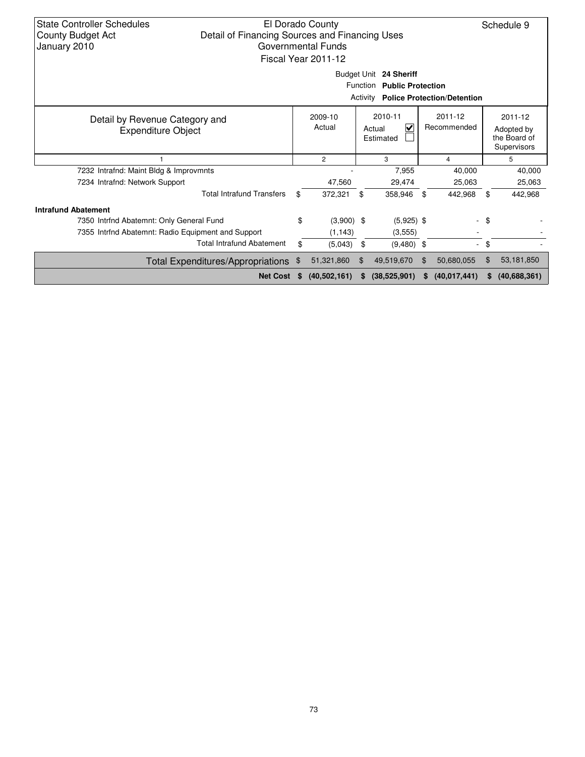State Controller Schedules
County Budget Act
January 2010

El Dorado County
Detail of Financing Sources and Financing Uses
Governmental Funds
Fiscal Year 2011-12

Schedule 9

Budget Unit **24 Sheriff**
Function **Public Protection**
Activity **Police Protection/Detention**

| Detail by Revenue Category and Expenditure Object | 2009-10 Actual | 2010-11 Actual ☑ Estimated ☐ | 2011-12 Recommended | 2011-12 Adopted by the Board of Supervisors |
|---|---|---|---|---|
| 1 | 2 | 3 | 4 | 5 |
| 7232 Intrafnd: Maint Bldg & Improvmnts | - | 7,955 | 40,000 | 40,000 |
| 7234 Intrafnd: Network Support | 47,560 | 29,474 | 25,063 | 25,063 |
| Total Intrafund Transfers | $ 372,321 | $ 358,946 | $ 442,968 | $ 442,968 |
| **Intrafund Abatement** | | | | |
| 7350 Intrfnd Abatemnt: Only General Fund | $ (3,900) | $ (5,925) | $ - | $ - |
| 7355 Intrfnd Abatemnt: Radio Equipment and Support | (1,143) | (3,555) | - | - |
| Total Intrafund Abatement | $ (5,043) | $ (9,480) | $ - | $ - |
| Total Expenditures/Appropriations | $ 51,321,860 | $ 49,519,670 | $ 50,680,055 | $ 53,181,850 |
| **Net Cost** | **$ (40,502,161)** | **$ (38,525,901)** | **$ (40,017,441)** | **$ (40,688,361)** |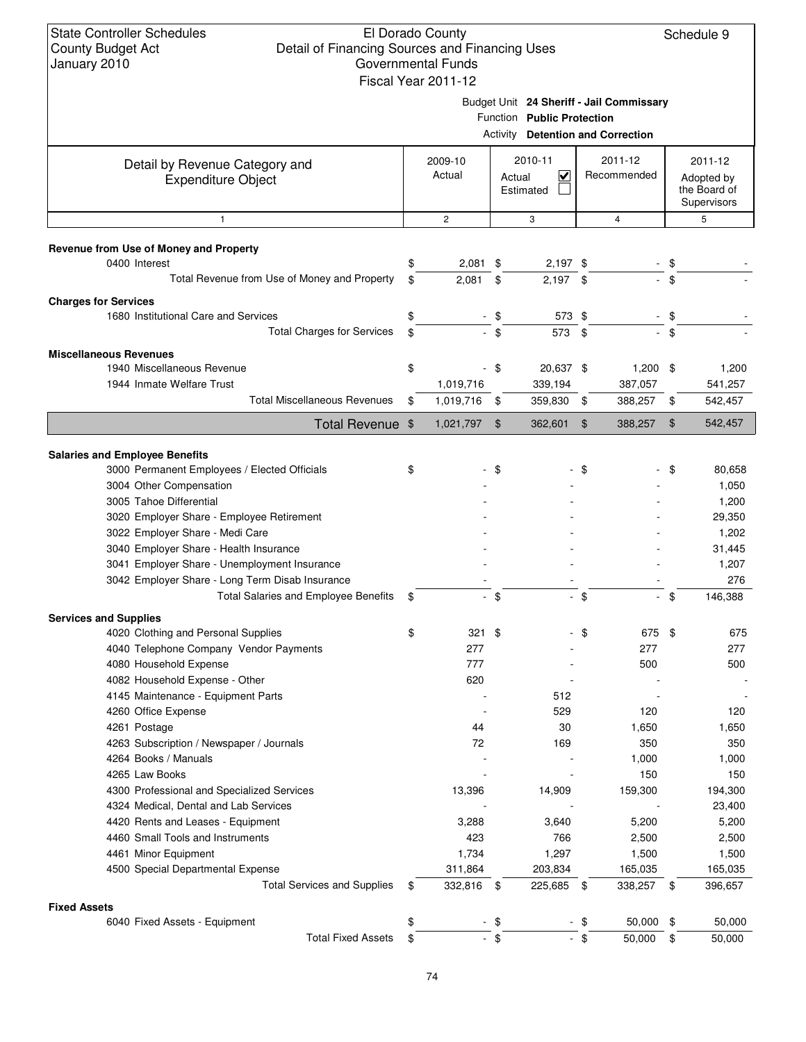State Controller Schedules
County Budget Act
January 2010

El Dorado County
Detail of Financing Sources and Financing Uses
Governmental Funds
Fiscal Year 2011-12

Schedule 9

Budget Unit **24 Sheriff - Jail Commissary**
Function **Public Protection**
Activity **Detention and Correction**

| Detail by Revenue Category and Expenditure Object | 2009-10 Actual | 2010-11 Actual ☑ Estimated ☐ | 2011-12 Recommended | 2011-12 Adopted by the Board of Supervisors |
|---|---|---|---|---|
| 1 | 2 | 3 | 4 | 5 |
| **Revenue from Use of Money and Property** | | | | |
| 0400 Interest | $ 2,081 | $ 2,197 | $ - | $ - |
| Total Revenue from Use of Money and Property | $ 2,081 | $ 2,197 | $ - | $ - |
| **Charges for Services** | | | | |
| 1680 Institutional Care and Services | $ - | $ 573 | $ - | $ - |
| Total Charges for Services | $ - | $ 573 | $ - | $ - |
| **Miscellaneous Revenues** | | | | |
| 1940 Miscellaneous Revenue | $ - | $ 20,637 | $ 1,200 | $ 1,200 |
| 1944 Inmate Welfare Trust | 1,019,716 | 339,194 | 387,057 | 541,257 |
| Total Miscellaneous Revenues | $ 1,019,716 | $ 359,830 | $ 388,257 | $ 542,457 |
| **Total Revenue** | $ 1,021,797 | $ 362,601 | $ 388,257 | $ 542,457 |
| **Salaries and Employee Benefits** | | | | |
| 3000 Permanent Employees / Elected Officials | $ - | $ - | $ - | $ 80,658 |
| 3004 Other Compensation | - | - | - | 1,050 |
| 3005 Tahoe Differential | - | - | - | 1,200 |
| 3020 Employer Share - Employee Retirement | - | - | - | 29,350 |
| 3022 Employer Share - Medi Care | - | - | - | 1,202 |
| 3040 Employer Share - Health Insurance | - | - | - | 31,445 |
| 3041 Employer Share - Unemployment Insurance | - | - | - | 1,207 |
| 3042 Employer Share - Long Term Disab Insurance | - | - | - | 276 |
| Total Salaries and Employee Benefits | $ - | $ - | $ - | $ 146,388 |
| **Services and Supplies** | | | | |
| 4020 Clothing and Personal Supplies | $ 321 | $ - | $ 675 | $ 675 |
| 4040 Telephone Company Vendor Payments | 277 | - | 277 | 277 |
| 4080 Household Expense | 777 | - | 500 | 500 |
| 4082 Household Expense - Other | 620 | - | - | - |
| 4145 Maintenance - Equipment Parts | - | 512 | - | - |
| 4260 Office Expense | - | 529 | 120 | 120 |
| 4261 Postage | 44 | 30 | 1,650 | 1,650 |
| 4263 Subscription / Newspaper / Journals | 72 | 169 | 350 | 350 |
| 4264 Books / Manuals | - | - | 1,000 | 1,000 |
| 4265 Law Books | - | - | 150 | 150 |
| 4300 Professional and Specialized Services | 13,396 | 14,909 | 159,300 | 194,300 |
| 4324 Medical, Dental and Lab Services | - | - | - | 23,400 |
| 4420 Rents and Leases - Equipment | 3,288 | 3,640 | 5,200 | 5,200 |
| 4460 Small Tools and Instruments | 423 | 766 | 2,500 | 2,500 |
| 4461 Minor Equipment | 1,734 | 1,297 | 1,500 | 1,500 |
| 4500 Special Departmental Expense | 311,864 | 203,834 | 165,035 | 165,035 |
| Total Services and Supplies | $ 332,816 | $ 225,685 | $ 338,257 | $ 396,657 |
| **Fixed Assets** | | | | |
| 6040 Fixed Assets - Equipment | $ - | $ - | $ 50,000 | $ 50,000 |
| Total Fixed Assets | $ - | $ - | $ 50,000 | $ 50,000 |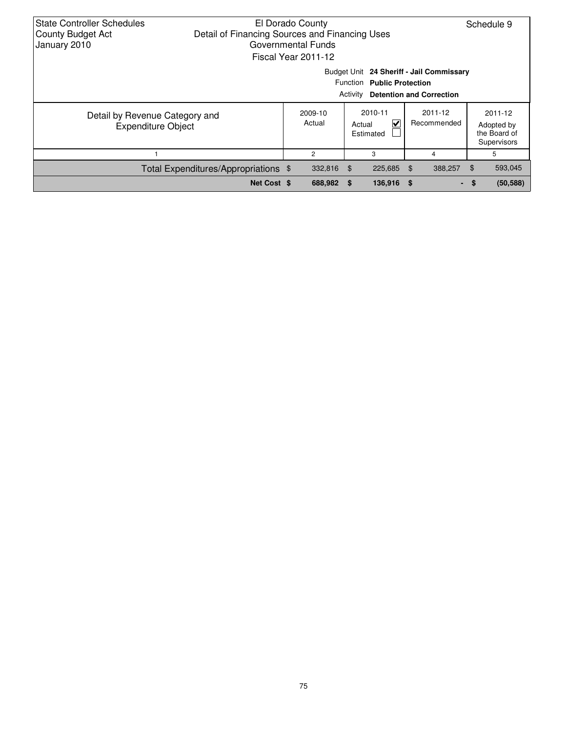State Controller Schedules
County Budget Act
January 2010

El Dorado County
Detail of Financing Sources and Financing Uses
Governmental Funds
Fiscal Year 2011-12

Schedule 9

Budget Unit **24 Sheriff - Jail Commissary**
Function **Public Protection**
Activity **Detention and Correction**

| Detail by Revenue Category and Expenditure Object | 2009-10 Actual | 2010-11 Actual ☑ Estimated ☐ | 2011-12 Recommended | 2011-12 Adopted by the Board of Supervisors |
|---|---|---|---|---|
| 1 | 2 | 3 | 4 | 5 |
| Total Expenditures/Appropriations | $ 332,816 | $ 225,685 | $ 388,257 | $ 593,045 |
| **Net Cost** | **$ 688,982** | **$ 136,916** | **$ -** | **$ (50,588)** |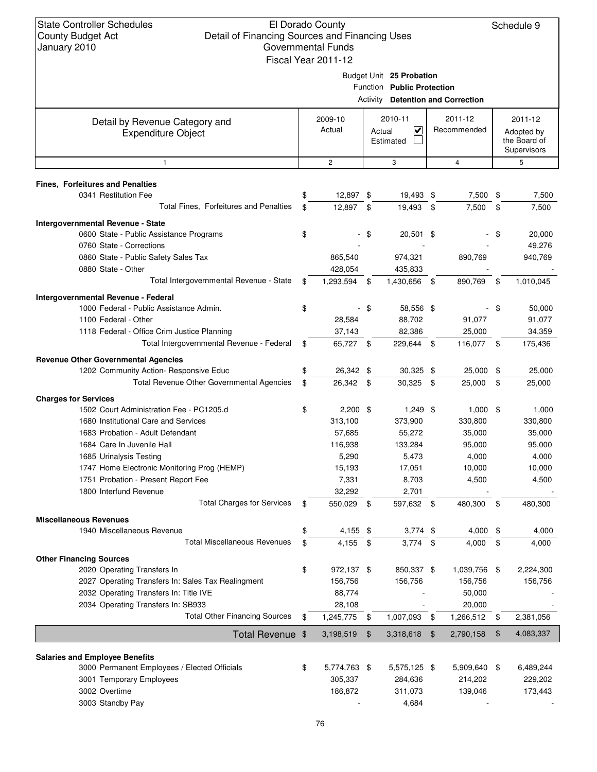State Controller Schedules
County Budget Act
January 2010

El Dorado County
Detail of Financing Sources and Financing Uses
Governmental Funds
Fiscal Year 2011-12

Schedule 9

Budget Unit **25 Probation**
Function **Public Protection**
Activity **Detention and Correction**

| Detail by Revenue Category and Expenditure Object | 2009-10 Actual | 2010-11 Actual ☑ Estimated ☐ | 2011-12 Recommended | 2011-12 Adopted by the Board of Supervisors |
|---|---|---|---|---|
| 1 | 2 | 3 | 4 | 5 |
| **Fines, Forfeitures and Penalties** | | | | |
| 0341 Restitution Fee | $ 12,897 | $ 19,493 | $ 7,500 | $ 7,500 |
| Total Fines, Forfeitures and Penalties | $ 12,897 | $ 19,493 | $ 7,500 | $ 7,500 |
| **Intergovernmental Revenue - State** | | | | |
| 0600 State - Public Assistance Programs | $ - | $ 20,501 | $ - | $ 20,000 |
| 0760 State - Corrections | - | - | - | 49,276 |
| 0860 State - Public Safety Sales Tax | 865,540 | 974,321 | 890,769 | 940,769 |
| 0880 State - Other | 428,054 | 435,833 | - | - |
| Total Intergovernmental Revenue - State | $ 1,293,594 | $ 1,430,656 | $ 890,769 | $ 1,010,045 |
| **Intergovernmental Revenue - Federal** | | | | |
| 1000 Federal - Public Assistance Admin. | $ - | $ 58,556 | $ - | $ 50,000 |
| 1100 Federal - Other | 28,584 | 88,702 | 91,077 | 91,077 |
| 1118 Federal - Office Crim Justice Planning | 37,143 | 82,386 | 25,000 | 34,359 |
| Total Intergovernmental Revenue - Federal | $ 65,727 | $ 229,644 | $ 116,077 | $ 175,436 |
| **Revenue Other Governmental Agencies** | | | | |
| 1202 Community Action- Responsive Educ | $ 26,342 | $ 30,325 | $ 25,000 | $ 25,000 |
| Total Revenue Other Governmental Agencies | $ 26,342 | $ 30,325 | $ 25,000 | $ 25,000 |
| **Charges for Services** | | | | |
| 1502 Court Administration Fee - PC1205.d | $ 2,200 | $ 1,249 | $ 1,000 | $ 1,000 |
| 1680 Institutional Care and Services | 313,100 | 373,900 | 330,800 | 330,800 |
| 1683 Probation - Adult Defendant | 57,685 | 55,272 | 35,000 | 35,000 |
| 1684 Care In Juvenile Hall | 116,938 | 133,284 | 95,000 | 95,000 |
| 1685 Urinalysis Testing | 5,290 | 5,473 | 4,000 | 4,000 |
| 1747 Home Electronic Monitoring Prog (HEMP) | 15,193 | 17,051 | 10,000 | 10,000 |
| 1751 Probation - Present Report Fee | 7,331 | 8,703 | 4,500 | 4,500 |
| 1800 Interfund Revenue | 32,292 | 2,701 | - | - |
| Total Charges for Services | $ 550,029 | $ 597,632 | $ 480,300 | $ 480,300 |
| **Miscellaneous Revenues** | | | | |
| 1940 Miscellaneous Revenue | $ 4,155 | $ 3,774 | $ 4,000 | $ 4,000 |
| Total Miscellaneous Revenues | $ 4,155 | $ 3,774 | $ 4,000 | $ 4,000 |
| **Other Financing Sources** | | | | |
| 2020 Operating Transfers In | $ 972,137 | $ 850,337 | $ 1,039,756 | $ 2,224,300 |
| 2027 Operating Transfers In: Sales Tax Realingment | 156,756 | 156,756 | 156,756 | 156,756 |
| 2032 Operating Transfers In: Title IVE | 88,774 | - | 50,000 | - |
| 2034 Operating Transfers In: SB933 | 28,108 | - | 20,000 | - |
| Total Other Financing Sources | $ 1,245,775 | $ 1,007,093 | $ 1,266,512 | $ 2,381,056 |
| **Total Revenue** | $ 3,198,519 | $ 3,318,618 | $ 2,790,158 | $ 4,083,337 |
| **Salaries and Employee Benefits** | | | | |
| 3000 Permanent Employees / Elected Officials | $ 5,774,763 | $ 5,575,125 | $ 5,909,640 | $ 6,489,244 |
| 3001 Temporary Employees | 305,337 | 284,636 | 214,202 | 229,202 |
| 3002 Overtime | 186,872 | 311,073 | 139,046 | 173,443 |
| 3003 Standby Pay | - | 4,684 | - | - |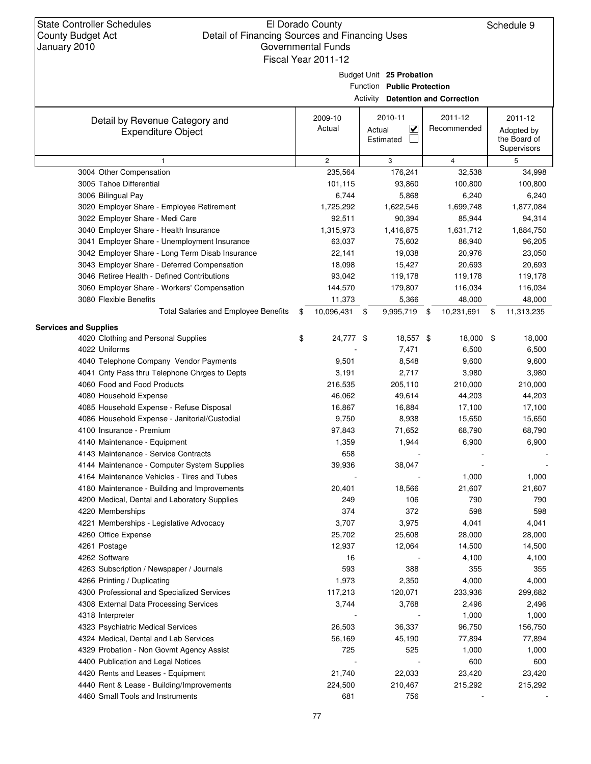State Controller Schedules
County Budget Act
January 2010

El Dorado County
Detail of Financing Sources and Financing Uses
Governmental Funds
Fiscal Year 2011-12

Schedule 9

Budget Unit **25 Probation**
Function **Public Protection**
Activity **Detention and Correction**

| Detail by Revenue Category and Expenditure Object | 2009-10 Actual | 2010-11 Actual ☑ Estimated ☐ | 2011-12 Recommended | 2011-12 Adopted by the Board of Supervisors |
|---|---|---|---|---|
| 1 | 2 | 3 | 4 | 5 |
| 3004 Other Compensation | 235,564 | 176,241 | 32,538 | 34,998 |
| 3005 Tahoe Differential | 101,115 | 93,860 | 100,800 | 100,800 |
| 3006 Bilingual Pay | 6,744 | 5,868 | 6,240 | 6,240 |
| 3020 Employer Share - Employee Retirement | 1,725,292 | 1,622,546 | 1,699,748 | 1,877,084 |
| 3022 Employer Share - Medi Care | 92,511 | 90,394 | 85,944 | 94,314 |
| 3040 Employer Share - Health Insurance | 1,315,973 | 1,416,875 | 1,631,712 | 1,884,750 |
| 3041 Employer Share - Unemployment Insurance | 63,037 | 75,602 | 86,940 | 96,205 |
| 3042 Employer Share - Long Term Disab Insurance | 22,141 | 19,038 | 20,976 | 23,050 |
| 3043 Employer Share - Deferred Compensation | 18,098 | 15,427 | 20,693 | 20,693 |
| 3046 Retiree Health - Defined Contributions | 93,042 | 119,178 | 119,178 | 119,178 |
| 3060 Employer Share - Workers' Compensation | 144,570 | 179,807 | 116,034 | 116,034 |
| 3080 Flexible Benefits | 11,373 | 5,366 | 48,000 | 48,000 |
| Total Salaries and Employee Benefits | $ 10,096,431 | $ 9,995,719 | $ 10,231,691 | $ 11,313,235 |
| **Services and Supplies** | | | | |
| 4020 Clothing and Personal Supplies | $ 24,777 | $ 18,557 | $ 18,000 | $ 18,000 |
| 4022 Uniforms | - | 7,471 | 6,500 | 6,500 |
| 4040 Telephone Company Vendor Payments | 9,501 | 8,548 | 9,600 | 9,600 |
| 4041 Cnty Pass thru Telephone Chrges to Depts | 3,191 | 2,717 | 3,980 | 3,980 |
| 4060 Food and Food Products | 216,535 | 205,110 | 210,000 | 210,000 |
| 4080 Household Expense | 46,062 | 49,614 | 44,203 | 44,203 |
| 4085 Household Expense - Refuse Disposal | 16,867 | 16,884 | 17,100 | 17,100 |
| 4086 Household Expense - Janitorial/Custodial | 9,750 | 8,938 | 15,650 | 15,650 |
| 4100 Insurance - Premium | 97,843 | 71,652 | 68,790 | 68,790 |
| 4140 Maintenance - Equipment | 1,359 | 1,944 | 6,900 | 6,900 |
| 4143 Maintenance - Service Contracts | 658 | - | - | - |
| 4144 Maintenance - Computer System Supplies | 39,936 | 38,047 | - | - |
| 4164 Maintenance Vehicles - Tires and Tubes | - | - | 1,000 | 1,000 |
| 4180 Maintenance - Building and Improvements | 20,401 | 18,566 | 21,607 | 21,607 |
| 4200 Medical, Dental and Laboratory Supplies | 249 | 106 | 790 | 790 |
| 4220 Memberships | 374 | 372 | 598 | 598 |
| 4221 Memberships - Legislative Advocacy | 3,707 | 3,975 | 4,041 | 4,041 |
| 4260 Office Expense | 25,702 | 25,608 | 28,000 | 28,000 |
| 4261 Postage | 12,937 | 12,064 | 14,500 | 14,500 |
| 4262 Software | 16 | - | 4,100 | 4,100 |
| 4263 Subscription / Newspaper / Journals | 593 | 388 | 355 | 355 |
| 4266 Printing / Duplicating | 1,973 | 2,350 | 4,000 | 4,000 |
| 4300 Professional and Specialized Services | 117,213 | 120,071 | 233,936 | 299,682 |
| 4308 External Data Processing Services | 3,744 | 3,768 | 2,496 | 2,496 |
| 4318 Interpreter | - | - | 1,000 | 1,000 |
| 4323 Psychiatric Medical Services | 26,503 | 36,337 | 96,750 | 156,750 |
| 4324 Medical, Dental and Lab Services | 56,169 | 45,190 | 77,894 | 77,894 |
| 4329 Probation - Non Govmt Agency Assist | 725 | 525 | 1,000 | 1,000 |
| 4400 Publication and Legal Notices | - | - | 600 | 600 |
| 4420 Rents and Leases - Equipment | 21,740 | 22,033 | 23,420 | 23,420 |
| 4440 Rent & Lease - Building/Improvements | 224,500 | 210,467 | 215,292 | 215,292 |
| 4460 Small Tools and Instruments | 681 | 756 | - | - |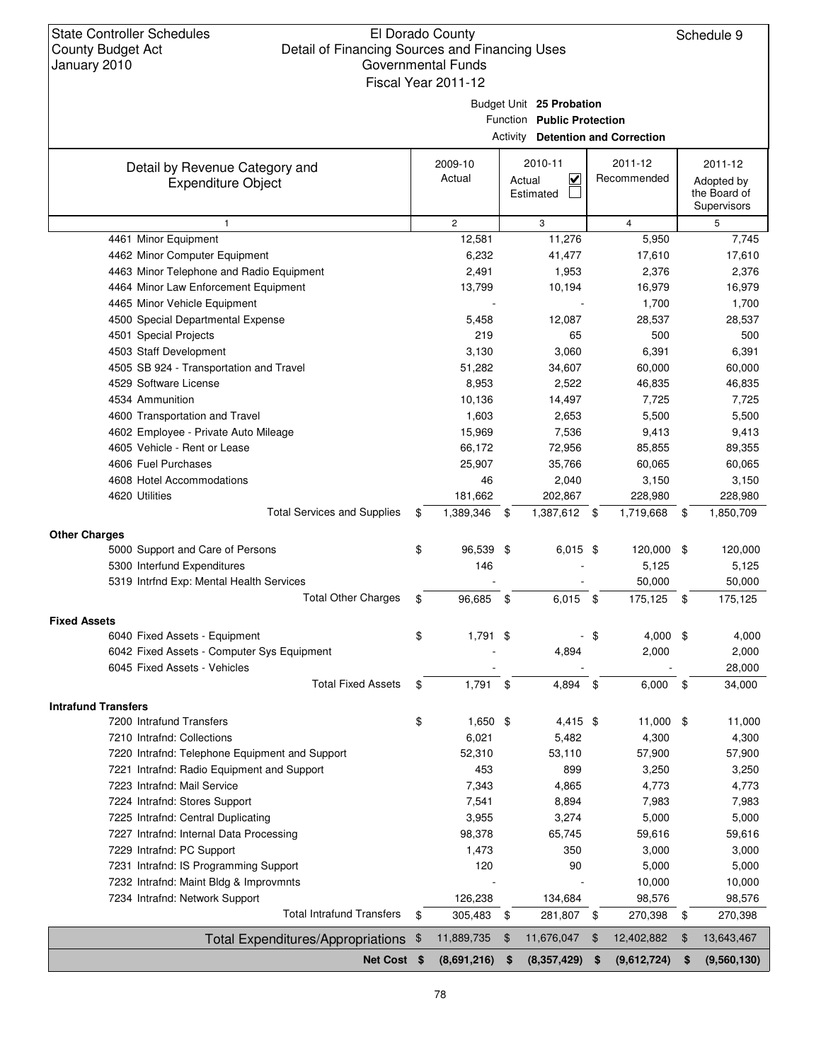State Controller Schedules
County Budget Act
January 2010

El Dorado County
Detail of Financing Sources and Financing Uses
Governmental Funds
Fiscal Year 2011-12

Schedule 9

Budget Unit **25 Probation**
Function **Public Protection**
Activity **Detention and Correction**

| Detail by Revenue Category and Expenditure Object | 2009-10 Actual | 2010-11 Actual ☑ Estimated ☐ | 2011-12 Recommended | 2011-12 Adopted by the Board of Supervisors |
|---|---|---|---|---|
| 1 | 2 | 3 | 4 | 5 |
| 4461 Minor Equipment | 12,581 | 11,276 | 5,950 | 7,745 |
| 4462 Minor Computer Equipment | 6,232 | 41,477 | 17,610 | 17,610 |
| 4463 Minor Telephone and Radio Equipment | 2,491 | 1,953 | 2,376 | 2,376 |
| 4464 Minor Law Enforcement Equipment | 13,799 | 10,194 | 16,979 | 16,979 |
| 4465 Minor Vehicle Equipment | - | - | 1,700 | 1,700 |
| 4500 Special Departmental Expense | 5,458 | 12,087 | 28,537 | 28,537 |
| 4501 Special Projects | 219 | 65 | 500 | 500 |
| 4503 Staff Development | 3,130 | 3,060 | 6,391 | 6,391 |
| 4505 SB 924 - Transportation and Travel | 51,282 | 34,607 | 60,000 | 60,000 |
| 4529 Software License | 8,953 | 2,522 | 46,835 | 46,835 |
| 4534 Ammunition | 10,136 | 14,497 | 7,725 | 7,725 |
| 4600 Transportation and Travel | 1,603 | 2,653 | 5,500 | 5,500 |
| 4602 Employee - Private Auto Mileage | 15,969 | 7,536 | 9,413 | 9,413 |
| 4605 Vehicle - Rent or Lease | 66,172 | 72,956 | 85,855 | 89,355 |
| 4606 Fuel Purchases | 25,907 | 35,766 | 60,065 | 60,065 |
| 4608 Hotel Accommodations | 46 | 2,040 | 3,150 | 3,150 |
| 4620 Utilities | 181,662 | 202,867 | 228,980 | 228,980 |
| Total Services and Supplies | $ 1,389,346 | $ 1,387,612 | $ 1,719,668 | $ 1,850,709 |
| **Other Charges** | | | | |
| 5000 Support and Care of Persons | $ 96,539 | $ 6,015 | $ 120,000 | $ 120,000 |
| 5300 Interfund Expenditures | 146 | - | 5,125 | 5,125 |
| 5319 Intrfnd Exp: Mental Health Services | - | - | 50,000 | 50,000 |
| Total Other Charges | $ 96,685 | $ 6,015 | $ 175,125 | $ 175,125 |
| **Fixed Assets** | | | | |
| 6040 Fixed Assets - Equipment | $ 1,791 | $ - | $ 4,000 | $ 4,000 |
| 6042 Fixed Assets - Computer Sys Equipment | - | 4,894 | 2,000 | 2,000 |
| 6045 Fixed Assets - Vehicles | - | - | - | 28,000 |
| Total Fixed Assets | $ 1,791 | $ 4,894 | $ 6,000 | $ 34,000 |
| **Intrafund Transfers** | | | | |
| 7200 Intrafund Transfers | $ 1,650 | $ 4,415 | $ 11,000 | $ 11,000 |
| 7210 Intrafnd: Collections | 6,021 | 5,482 | 4,300 | 4,300 |
| 7220 Intrafnd: Telephone Equipment and Support | 52,310 | 53,110 | 57,900 | 57,900 |
| 7221 Intrafnd: Radio Equipment and Support | 453 | 899 | 3,250 | 3,250 |
| 7223 Intrafnd: Mail Service | 7,343 | 4,865 | 4,773 | 4,773 |
| 7224 Intrafnd: Stores Support | 7,541 | 8,894 | 7,983 | 7,983 |
| 7225 Intrafnd: Central Duplicating | 3,955 | 3,274 | 5,000 | 5,000 |
| 7227 Intrafnd: Internal Data Processing | 98,378 | 65,745 | 59,616 | 59,616 |
| 7229 Intrafnd: PC Support | 1,473 | 350 | 3,000 | 3,000 |
| 7231 Intrafnd: IS Programming Support | 120 | 90 | 5,000 | 5,000 |
| 7232 Intrafnd: Maint Bldg & Improvmnts | - | - | 10,000 | 10,000 |
| 7234 Intrafnd: Network Support | 126,238 | 134,684 | 98,576 | 98,576 |
| Total Intrafund Transfers | $ 305,483 | $ 281,807 | $ 270,398 | $ 270,398 |
| Total Expenditures/Appropriations | $ 11,889,735 | $ 11,676,047 | $ 12,402,882 | $ 13,643,467 |
| **Net Cost** | **$ (8,691,216)** | **$ (8,357,429)** | **$ (9,612,724)** | **$ (9,560,130)** |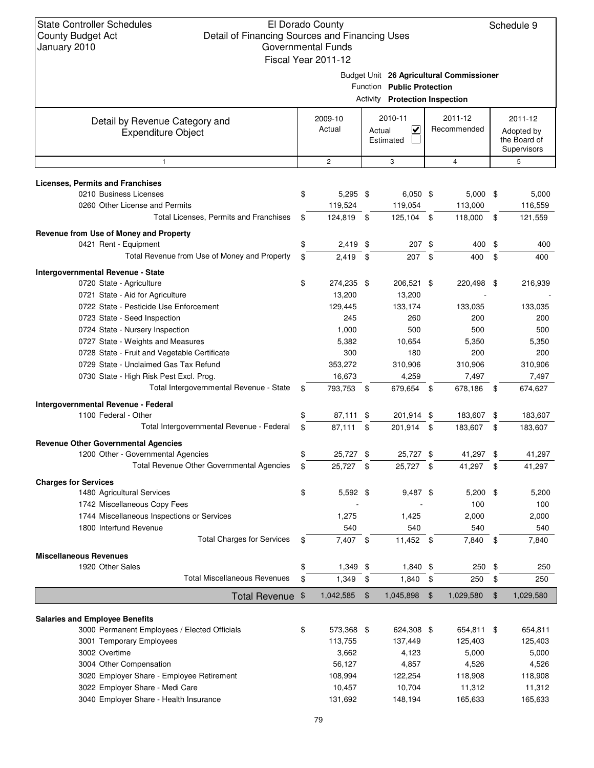State Controller Schedules
County Budget Act
January 2010

El Dorado County
Detail of Financing Sources and Financing Uses
Governmental Funds
Fiscal Year 2011-12

Schedule 9

Budget Unit **26 Agricultural Commissioner**
Function **Public Protection**
Activity **Protection Inspection**

| Detail by Revenue Category and Expenditure Object | 2009-10 Actual | 2010-11 Actual ☑ Estimated ☐ | 2011-12 Recommended | 2011-12 Adopted by the Board of Supervisors |
|---|---|---|---|---|
| 1 | 2 | 3 | 4 | 5 |
| **Licenses, Permits and Franchises** | | | | |
| 0210 Business Licenses | $ 5,295 | $ 6,050 | $ 5,000 | $ 5,000 |
| 0260 Other License and Permits | 119,524 | 119,054 | 113,000 | 116,559 |
| Total Licenses, Permits and Franchises | $ 124,819 | $ 125,104 | $ 118,000 | $ 121,559 |
| **Revenue from Use of Money and Property** | | | | |
| 0421 Rent - Equipment | $ 2,419 | $ 207 | $ 400 | $ 400 |
| Total Revenue from Use of Money and Property | $ 2,419 | $ 207 | $ 400 | $ 400 |
| **Intergovernmental Revenue - State** | | | | |
| 0720 State - Agriculture | $ 274,235 | $ 206,521 | $ 220,498 | $ 216,939 |
| 0721 State - Aid for Agriculture | 13,200 | 13,200 | - | - |
| 0722 State - Pesticide Use Enforcement | 129,445 | 133,174 | 133,035 | 133,035 |
| 0723 State - Seed Inspection | 245 | 260 | 200 | 200 |
| 0724 State - Nursery Inspection | 1,000 | 500 | 500 | 500 |
| 0727 State - Weights and Measures | 5,382 | 10,654 | 5,350 | 5,350 |
| 0728 State - Fruit and Vegetable Certificate | 300 | 180 | 200 | 200 |
| 0729 State - Unclaimed Gas Tax Refund | 353,272 | 310,906 | 310,906 | 310,906 |
| 0730 State - High Risk Pest Excl. Prog. | 16,673 | 4,259 | 7,497 | 7,497 |
| Total Intergovernmental Revenue - State | $ 793,753 | $ 679,654 | $ 678,186 | $ 674,627 |
| **Intergovernmental Revenue - Federal** | | | | |
| 1100 Federal - Other | $ 87,111 | $ 201,914 | $ 183,607 | $ 183,607 |
| Total Intergovernmental Revenue - Federal | $ 87,111 | $ 201,914 | $ 183,607 | $ 183,607 |
| **Revenue Other Governmental Agencies** | | | | |
| 1200 Other - Governmental Agencies | $ 25,727 | $ 25,727 | $ 41,297 | $ 41,297 |
| Total Revenue Other Governmental Agencies | $ 25,727 | $ 25,727 | $ 41,297 | $ 41,297 |
| **Charges for Services** | | | | |
| 1480 Agricultural Services | $ 5,592 | $ 9,487 | $ 5,200 | $ 5,200 |
| 1742 Miscellaneous Copy Fees | - | - | 100 | 100 |
| 1744 Miscellaneous Inspections or Services | 1,275 | 1,425 | 2,000 | 2,000 |
| 1800 Interfund Revenue | 540 | 540 | 540 | 540 |
| Total Charges for Services | $ 7,407 | $ 11,452 | $ 7,840 | $ 7,840 |
| **Miscellaneous Revenues** | | | | |
| 1920 Other Sales | $ 1,349 | $ 1,840 | $ 250 | $ 250 |
| Total Miscellaneous Revenues | $ 1,349 | $ 1,840 | $ 250 | $ 250 |
| **Total Revenue** | $ 1,042,585 | $ 1,045,898 | $ 1,029,580 | $ 1,029,580 |
| **Salaries and Employee Benefits** | | | | |
| 3000 Permanent Employees / Elected Officials | $ 573,368 | $ 624,308 | $ 654,811 | $ 654,811 |
| 3001 Temporary Employees | 113,755 | 137,449 | 125,403 | 125,403 |
| 3002 Overtime | 3,662 | 4,123 | 5,000 | 5,000 |
| 3004 Other Compensation | 56,127 | 4,857 | 4,526 | 4,526 |
| 3020 Employer Share - Employee Retirement | 108,994 | 122,254 | 118,908 | 118,908 |
| 3022 Employer Share - Medi Care | 10,457 | 10,704 | 11,312 | 11,312 |
| 3040 Employer Share - Health Insurance | 131,692 | 148,194 | 165,633 | 165,633 |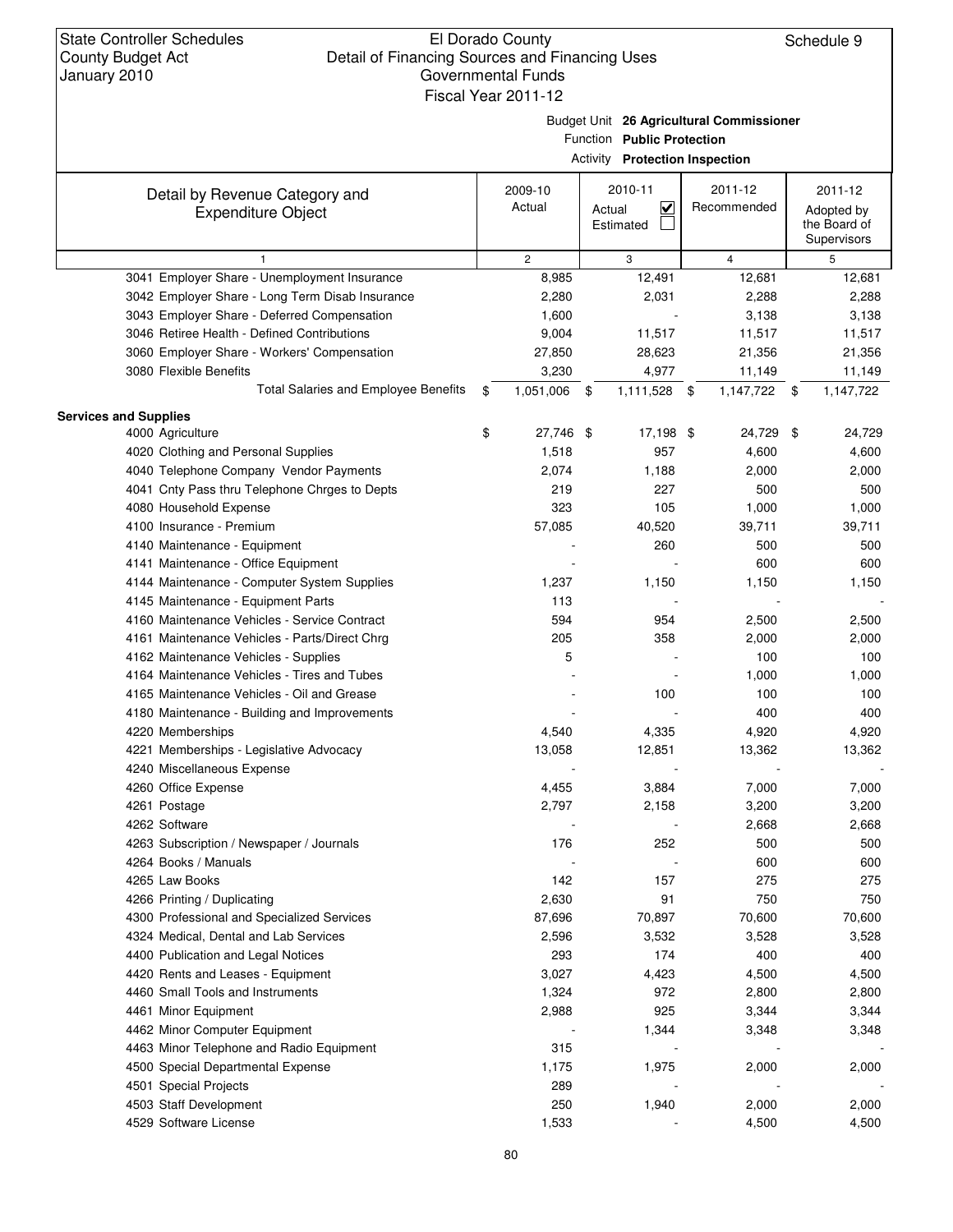State Controller Schedules
County Budget Act
January 2010

El Dorado County
Detail of Financing Sources and Financing Uses
Governmental Funds
Fiscal Year 2011-12

Schedule 9

Budget Unit **26 Agricultural Commissioner**
Function **Public Protection**
Activity **Protection Inspection**

| Detail by Revenue Category and Expenditure Object | 2009-10 Actual | 2010-11 Actual ☑ Estimated ☐ | 2011-12 Recommended | 2011-12 Adopted by the Board of Supervisors |
|---|---|---|---|---|
| 1 | 2 | 3 | 4 | 5 |
| 3041 Employer Share - Unemployment Insurance | 8,985 | 12,491 | 12,681 | 12,681 |
| 3042 Employer Share - Long Term Disab Insurance | 2,280 | 2,031 | 2,288 | 2,288 |
| 3043 Employer Share - Deferred Compensation | 1,600 | - | 3,138 | 3,138 |
| 3046 Retiree Health - Defined Contributions | 9,004 | 11,517 | 11,517 | 11,517 |
| 3060 Employer Share - Workers' Compensation | 27,850 | 28,623 | 21,356 | 21,356 |
| 3080 Flexible Benefits | 3,230 | 4,977 | 11,149 | 11,149 |
| Total Salaries and Employee Benefits | $ 1,051,006 | $ 1,111,528 | $ 1,147,722 | $ 1,147,722 |
| **Services and Supplies** | | | | |
| 4000 Agriculture | $ 27,746 | $ 17,198 | $ 24,729 | $ 24,729 |
| 4020 Clothing and Personal Supplies | 1,518 | 957 | 4,600 | 4,600 |
| 4040 Telephone Company Vendor Payments | 2,074 | 1,188 | 2,000 | 2,000 |
| 4041 Cnty Pass thru Telephone Chrges to Depts | 219 | 227 | 500 | 500 |
| 4080 Household Expense | 323 | 105 | 1,000 | 1,000 |
| 4100 Insurance - Premium | 57,085 | 40,520 | 39,711 | 39,711 |
| 4140 Maintenance - Equipment | - | 260 | 500 | 500 |
| 4141 Maintenance - Office Equipment | - | - | 600 | 600 |
| 4144 Maintenance - Computer System Supplies | 1,237 | 1,150 | 1,150 | 1,150 |
| 4145 Maintenance - Equipment Parts | 113 | - | - | - |
| 4160 Maintenance Vehicles - Service Contract | 594 | 954 | 2,500 | 2,500 |
| 4161 Maintenance Vehicles - Parts/Direct Chrg | 205 | 358 | 2,000 | 2,000 |
| 4162 Maintenance Vehicles - Supplies | 5 | - | 100 | 100 |
| 4164 Maintenance Vehicles - Tires and Tubes | - | - | 1,000 | 1,000 |
| 4165 Maintenance Vehicles - Oil and Grease | - | 100 | 100 | 100 |
| 4180 Maintenance - Building and Improvements | - | - | 400 | 400 |
| 4220 Memberships | 4,540 | 4,335 | 4,920 | 4,920 |
| 4221 Memberships - Legislative Advocacy | 13,058 | 12,851 | 13,362 | 13,362 |
| 4240 Miscellaneous Expense | - | - | - | - |
| 4260 Office Expense | 4,455 | 3,884 | 7,000 | 7,000 |
| 4261 Postage | 2,797 | 2,158 | 3,200 | 3,200 |
| 4262 Software | - | - | 2,668 | 2,668 |
| 4263 Subscription / Newspaper / Journals | 176 | 252 | 500 | 500 |
| 4264 Books / Manuals | - | - | 600 | 600 |
| 4265 Law Books | 142 | 157 | 275 | 275 |
| 4266 Printing / Duplicating | 2,630 | 91 | 750 | 750 |
| 4300 Professional and Specialized Services | 87,696 | 70,897 | 70,600 | 70,600 |
| 4324 Medical, Dental and Lab Services | 2,596 | 3,532 | 3,528 | 3,528 |
| 4400 Publication and Legal Notices | 293 | 174 | 400 | 400 |
| 4420 Rents and Leases - Equipment | 3,027 | 4,423 | 4,500 | 4,500 |
| 4460 Small Tools and Instruments | 1,324 | 972 | 2,800 | 2,800 |
| 4461 Minor Equipment | 2,988 | 925 | 3,344 | 3,344 |
| 4462 Minor Computer Equipment | - | 1,344 | 3,348 | 3,348 |
| 4463 Minor Telephone and Radio Equipment | 315 | - | - | - |
| 4500 Special Departmental Expense | 1,175 | 1,975 | 2,000 | 2,000 |
| 4501 Special Projects | 289 | - | - | - |
| 4503 Staff Development | 250 | 1,940 | 2,000 | 2,000 |
| 4529 Software License | 1,533 | - | 4,500 | 4,500 |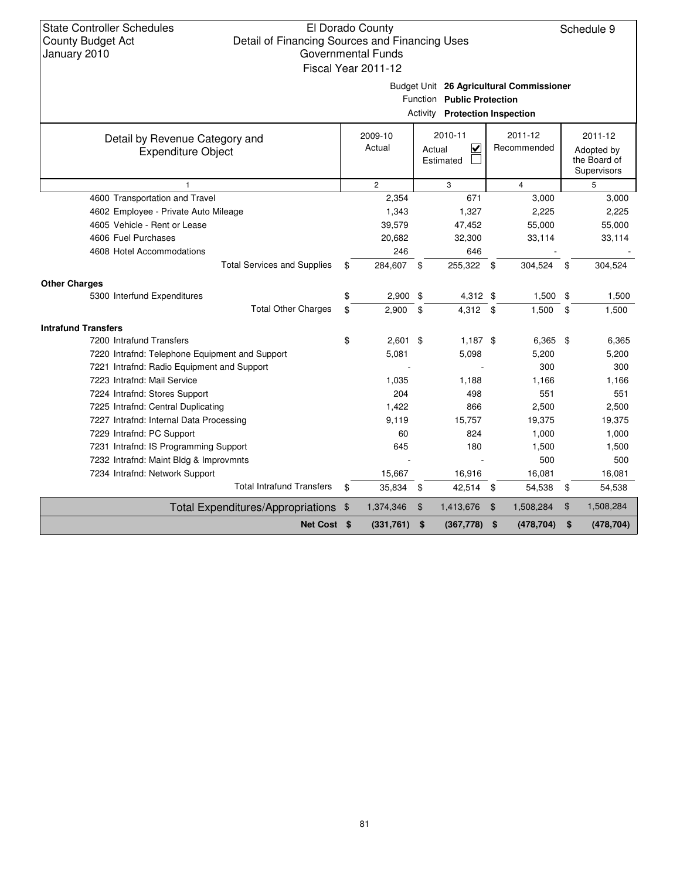State Controller Schedules
County Budget Act
January 2010

El Dorado County
Detail of Financing Sources and Financing Uses
Governmental Funds
Fiscal Year 2011-12

Schedule 9

Budget Unit **26 Agricultural Commissioner**
Function **Public Protection**
Activity **Protection Inspection**

| Detail by Revenue Category and Expenditure Object | 2009-10 Actual | 2010-11 Actual ☑ Estimated ☐ | 2011-12 Recommended | 2011-12 Adopted by the Board of Supervisors |
|---|---|---|---|---|
| 1 | 2 | 3 | 4 | 5 |
| 4600 Transportation and Travel | 2,354 | 671 | 3,000 | 3,000 |
| 4602 Employee - Private Auto Mileage | 1,343 | 1,327 | 2,225 | 2,225 |
| 4605 Vehicle - Rent or Lease | 39,579 | 47,452 | 55,000 | 55,000 |
| 4606 Fuel Purchases | 20,682 | 32,300 | 33,114 | 33,114 |
| 4608 Hotel Accommodations | 246 | 646 | - | - |
| Total Services and Supplies | $ 284,607 | $ 255,322 | $ 304,524 | $ 304,524 |
| **Other Charges** | | | | |
| 5300 Interfund Expenditures | $ 2,900 | $ 4,312 | $ 1,500 | $ 1,500 |
| Total Other Charges | $ 2,900 | $ 4,312 | $ 1,500 | $ 1,500 |
| **Intrafund Transfers** | | | | |
| 7200 Intrafund Transfers | $ 2,601 | $ 1,187 | $ 6,365 | $ 6,365 |
| 7220 Intrafnd: Telephone Equipment and Support | 5,081 | 5,098 | 5,200 | 5,200 |
| 7221 Intrafnd: Radio Equipment and Support | - | - | 300 | 300 |
| 7223 Intrafnd: Mail Service | 1,035 | 1,188 | 1,166 | 1,166 |
| 7224 Intrafnd: Stores Support | 204 | 498 | 551 | 551 |
| 7225 Intrafnd: Central Duplicating | 1,422 | 866 | 2,500 | 2,500 |
| 7227 Intrafnd: Internal Data Processing | 9,119 | 15,757 | 19,375 | 19,375 |
| 7229 Intrafnd: PC Support | 60 | 824 | 1,000 | 1,000 |
| 7231 Intrafnd: IS Programming Support | 645 | 180 | 1,500 | 1,500 |
| 7232 Intrafnd: Maint Bldg & Improvmnts | - | - | 500 | 500 |
| 7234 Intrafnd: Network Support | 15,667 | 16,916 | 16,081 | 16,081 |
| Total Intrafund Transfers | $ 35,834 | $ 42,514 | $ 54,538 | $ 54,538 |
| Total Expenditures/Appropriations | $ 1,374,346 | $ 1,413,676 | $ 1,508,284 | $ 1,508,284 |
| **Net Cost** | **$ (331,761)** | **$ (367,778)** | **$ (478,704)** | **$ (478,704)** |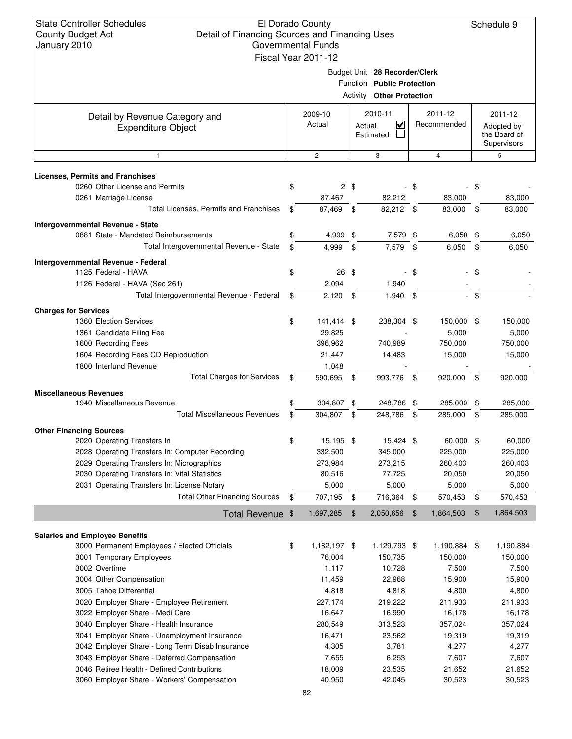State Controller Schedules
County Budget Act
January 2010

El Dorado County
Detail of Financing Sources and Financing Uses
Governmental Funds
Fiscal Year 2011-12

Schedule 9

Budget Unit **28 Recorder/Clerk**
Function **Public Protection**
Activity **Other Protection**

| Detail by Revenue Category and Expenditure Object | 2009-10 Actual | 2010-11 Actual ☑ Estimated ☐ | 2011-12 Recommended | 2011-12 Adopted by the Board of Supervisors |
|---|---|---|---|---|
| 1 | 2 | 3 | 4 | 5 |
| **Licenses, Permits and Franchises** | | | | |
| 0260 Other License and Permits | $ 2 | $ - | $ - | $ - |
| 0261 Marriage License | 87,467 | 82,212 | 83,000 | 83,000 |
| Total Licenses, Permits and Franchises | $ 87,469 | $ 82,212 | $ 83,000 | $ 83,000 |
| **Intergovernmental Revenue - State** | | | | |
| 0881 State - Mandated Reimbursements | $ 4,999 | $ 7,579 | $ 6,050 | $ 6,050 |
| Total Intergovernmental Revenue - State | $ 4,999 | $ 7,579 | $ 6,050 | $ 6,050 |
| **Intergovernmental Revenue - Federal** | | | | |
| 1125 Federal - HAVA | $ 26 | $ - | $ - | $ - |
| 1126 Federal - HAVA (Sec 261) | 2,094 | 1,940 | - | - |
| Total Intergovernmental Revenue - Federal | $ 2,120 | $ 1,940 | $ - | $ - |
| **Charges for Services** | | | | |
| 1360 Election Services | $ 141,414 | $ 238,304 | $ 150,000 | $ 150,000 |
| 1361 Candidate Filing Fee | 29,825 | - | 5,000 | 5,000 |
| 1600 Recording Fees | 396,962 | 740,989 | 750,000 | 750,000 |
| 1604 Recording Fees CD Reproduction | 21,447 | 14,483 | 15,000 | 15,000 |
| 1800 Interfund Revenue | 1,048 | - | - | - |
| Total Charges for Services | $ 590,695 | $ 993,776 | $ 920,000 | $ 920,000 |
| **Miscellaneous Revenues** | | | | |
| 1940 Miscellaneous Revenue | $ 304,807 | $ 248,786 | $ 285,000 | $ 285,000 |
| Total Miscellaneous Revenues | $ 304,807 | $ 248,786 | $ 285,000 | $ 285,000 |
| **Other Financing Sources** | | | | |
| 2020 Operating Transfers In | $ 15,195 | $ 15,424 | $ 60,000 | $ 60,000 |
| 2028 Operating Transfers In: Computer Recording | 332,500 | 345,000 | 225,000 | 225,000 |
| 2029 Operating Transfers In: Micrographics | 273,984 | 273,215 | 260,403 | 260,403 |
| 2030 Operating Transfers In: Vital Statistics | 80,516 | 77,725 | 20,050 | 20,050 |
| 2031 Operating Transfers In: License Notary | 5,000 | 5,000 | 5,000 | 5,000 |
| Total Other Financing Sources | $ 707,195 | $ 716,364 | $ 570,453 | $ 570,453 |
| **Total Revenue** | $ 1,697,285 | $ 2,050,656 | $ 1,864,503 | $ 1,864,503 |
| **Salaries and Employee Benefits** | | | | |
| 3000 Permanent Employees / Elected Officials | $ 1,182,197 | $ 1,129,793 | $ 1,190,884 | $ 1,190,884 |
| 3001 Temporary Employees | 76,004 | 150,735 | 150,000 | 150,000 |
| 3002 Overtime | 1,117 | 10,728 | 7,500 | 7,500 |
| 3004 Other Compensation | 11,459 | 22,968 | 15,900 | 15,900 |
| 3005 Tahoe Differential | 4,818 | 4,818 | 4,800 | 4,800 |
| 3020 Employer Share - Employee Retirement | 227,174 | 219,222 | 211,933 | 211,933 |
| 3022 Employer Share - Medi Care | 16,647 | 16,990 | 16,178 | 16,178 |
| 3040 Employer Share - Health Insurance | 280,549 | 313,523 | 357,024 | 357,024 |
| 3041 Employer Share - Unemployment Insurance | 16,471 | 23,562 | 19,319 | 19,319 |
| 3042 Employer Share - Long Term Disab Insurance | 4,305 | 3,781 | 4,277 | 4,277 |
| 3043 Employer Share - Deferred Compensation | 7,655 | 6,253 | 7,607 | 7,607 |
| 3046 Retiree Health - Defined Contributions | 18,009 | 23,535 | 21,652 | 21,652 |
| 3060 Employer Share - Workers' Compensation | 40,950 | 42,045 | 30,523 | 30,523 |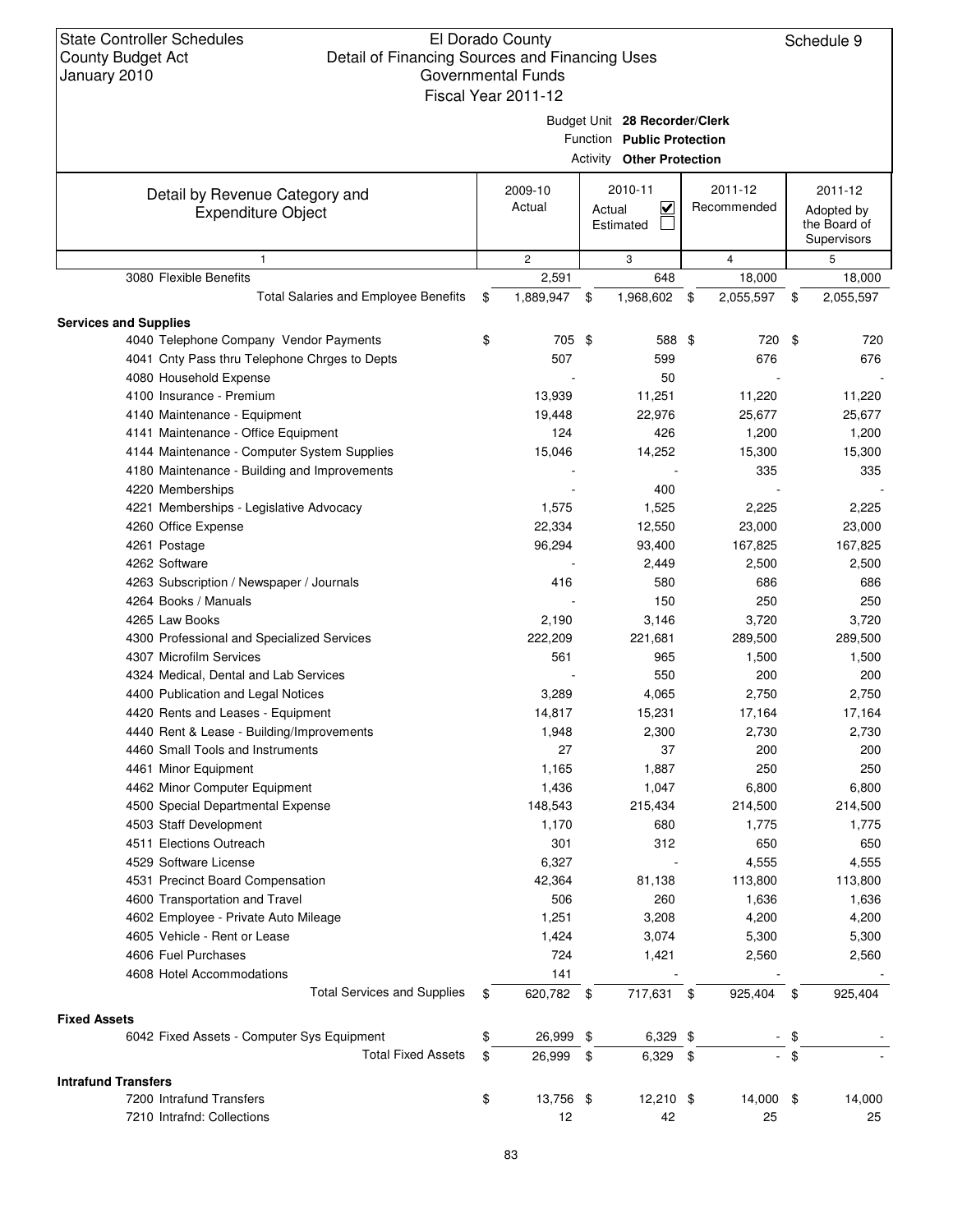State Controller Schedules
County Budget Act
January 2010

El Dorado County
Detail of Financing Sources and Financing Uses
Governmental Funds
Fiscal Year 2011-12

Schedule 9

Budget Unit **28 Recorder/Clerk**
Function **Public Protection**
Activity **Other Protection**

| Detail by Revenue Category and Expenditure Object | 2009-10 Actual | 2010-11 Actual ☑ Estimated ☐ | 2011-12 Recommended | 2011-12 Adopted by the Board of Supervisors |
|---|---|---|---|---|
| 1 | 2 | 3 | 4 | 5 |
| 3080 Flexible Benefits | 2,591 | 648 | 18,000 | 18,000 |
| Total Salaries and Employee Benefits | $ 1,889,947 | $ 1,968,602 | $ 2,055,597 | $ 2,055,597 |
| **Services and Supplies** | | | | |
| 4040 Telephone Company Vendor Payments | $ 705 | $ 588 | $ 720 | $ 720 |
| 4041 Cnty Pass thru Telephone Chrges to Depts | 507 | 599 | 676 | 676 |
| 4080 Household Expense | - | 50 | - | - |
| 4100 Insurance - Premium | 13,939 | 11,251 | 11,220 | 11,220 |
| 4140 Maintenance - Equipment | 19,448 | 22,976 | 25,677 | 25,677 |
| 4141 Maintenance - Office Equipment | 124 | 426 | 1,200 | 1,200 |
| 4144 Maintenance - Computer System Supplies | 15,046 | 14,252 | 15,300 | 15,300 |
| 4180 Maintenance - Building and Improvements | - | - | 335 | 335 |
| 4220 Memberships | - | 400 | - | - |
| 4221 Memberships - Legislative Advocacy | 1,575 | 1,525 | 2,225 | 2,225 |
| 4260 Office Expense | 22,334 | 12,550 | 23,000 | 23,000 |
| 4261 Postage | 96,294 | 93,400 | 167,825 | 167,825 |
| 4262 Software | - | 2,449 | 2,500 | 2,500 |
| 4263 Subscription / Newspaper / Journals | 416 | 580 | 686 | 686 |
| 4264 Books / Manuals | - | 150 | 250 | 250 |
| 4265 Law Books | 2,190 | 3,146 | 3,720 | 3,720 |
| 4300 Professional and Specialized Services | 222,209 | 221,681 | 289,500 | 289,500 |
| 4307 Microfilm Services | 561 | 965 | 1,500 | 1,500 |
| 4324 Medical, Dental and Lab Services | - | 550 | 200 | 200 |
| 4400 Publication and Legal Notices | 3,289 | 4,065 | 2,750 | 2,750 |
| 4420 Rents and Leases - Equipment | 14,817 | 15,231 | 17,164 | 17,164 |
| 4440 Rent & Lease - Building/Improvements | 1,948 | 2,300 | 2,730 | 2,730 |
| 4460 Small Tools and Instruments | 27 | 37 | 200 | 200 |
| 4461 Minor Equipment | 1,165 | 1,887 | 250 | 250 |
| 4462 Minor Computer Equipment | 1,436 | 1,047 | 6,800 | 6,800 |
| 4500 Special Departmental Expense | 148,543 | 215,434 | 214,500 | 214,500 |
| 4503 Staff Development | 1,170 | 680 | 1,775 | 1,775 |
| 4511 Elections Outreach | 301 | 312 | 650 | 650 |
| 4529 Software License | 6,327 | - | 4,555 | 4,555 |
| 4531 Precinct Board Compensation | 42,364 | 81,138 | 113,800 | 113,800 |
| 4600 Transportation and Travel | 506 | 260 | 1,636 | 1,636 |
| 4602 Employee - Private Auto Mileage | 1,251 | 3,208 | 4,200 | 4,200 |
| 4605 Vehicle - Rent or Lease | 1,424 | 3,074 | 5,300 | 5,300 |
| 4606 Fuel Purchases | 724 | 1,421 | 2,560 | 2,560 |
| 4608 Hotel Accommodations | 141 | - | - | - |
| Total Services and Supplies | $ 620,782 | $ 717,631 | $ 925,404 | $ 925,404 |
| **Fixed Assets** | | | | |
| 6042 Fixed Assets - Computer Sys Equipment | $ 26,999 | $ 6,329 | $ - | $ - |
| Total Fixed Assets | $ 26,999 | $ 6,329 | $ - | $ - |
| **Intrafund Transfers** | | | | |
| 7200 Intrafund Transfers | $ 13,756 | $ 12,210 | $ 14,000 | $ 14,000 |
| 7210 Intrafnd: Collections | 12 | 42 | 25 | 25 |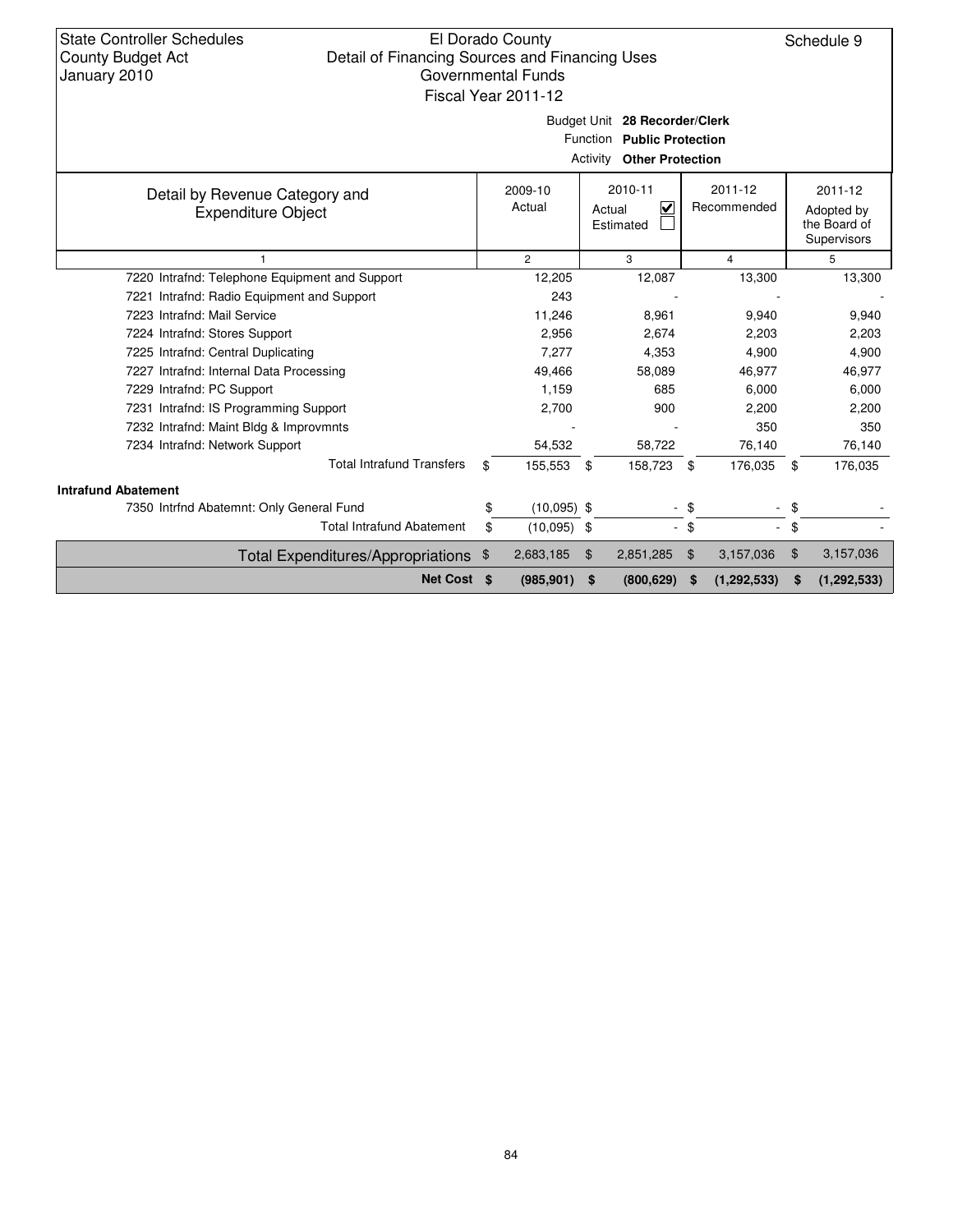State Controller Schedules
County Budget Act
January 2010

El Dorado County
Detail of Financing Sources and Financing Uses
Governmental Funds
Fiscal Year 2011-12

Schedule 9

Budget Unit **28 Recorder/Clerk**
Function **Public Protection**
Activity **Other Protection**

| Detail by Revenue Category and Expenditure Object | 2009-10 Actual | 2010-11 Actual ☑ Estimated ☐ | 2011-12 Recommended | 2011-12 Adopted by the Board of Supervisors |
|---|---|---|---|---|
| 1 | 2 | 3 | 4 | 5 |
| 7220 Intrafnd: Telephone Equipment and Support | 12,205 | 12,087 | 13,300 | 13,300 |
| 7221 Intrafnd: Radio Equipment and Support | 243 | - | - | - |
| 7223 Intrafnd: Mail Service | 11,246 | 8,961 | 9,940 | 9,940 |
| 7224 Intrafnd: Stores Support | 2,956 | 2,674 | 2,203 | 2,203 |
| 7225 Intrafnd: Central Duplicating | 7,277 | 4,353 | 4,900 | 4,900 |
| 7227 Intrafnd: Internal Data Processing | 49,466 | 58,089 | 46,977 | 46,977 |
| 7229 Intrafnd: PC Support | 1,159 | 685 | 6,000 | 6,000 |
| 7231 Intrafnd: IS Programming Support | 2,700 | 900 | 2,200 | 2,200 |
| 7232 Intrafnd: Maint Bldg & Improvmnts | - | - | 350 | 350 |
| 7234 Intrafnd: Network Support | 54,532 | 58,722 | 76,140 | 76,140 |
| Total Intrafund Transfers | $ 155,553 | $ 158,723 | $ 176,035 | $ 176,035 |
| **Intrafund Abatement** | | | | |
| 7350 Intrfnd Abatemnt: Only General Fund | $ (10,095) | $ - | $ - | $ - |
| Total Intrafund Abatement | $ (10,095) | $ - | $ - | $ - |
| Total Expenditures/Appropriations | $ 2,683,185 | $ 2,851,285 | $ 3,157,036 | $ 3,157,036 |
| **Net Cost** | **$ (985,901)** | **$ (800,629)** | **$ (1,292,533)** | **$ (1,292,533)** |